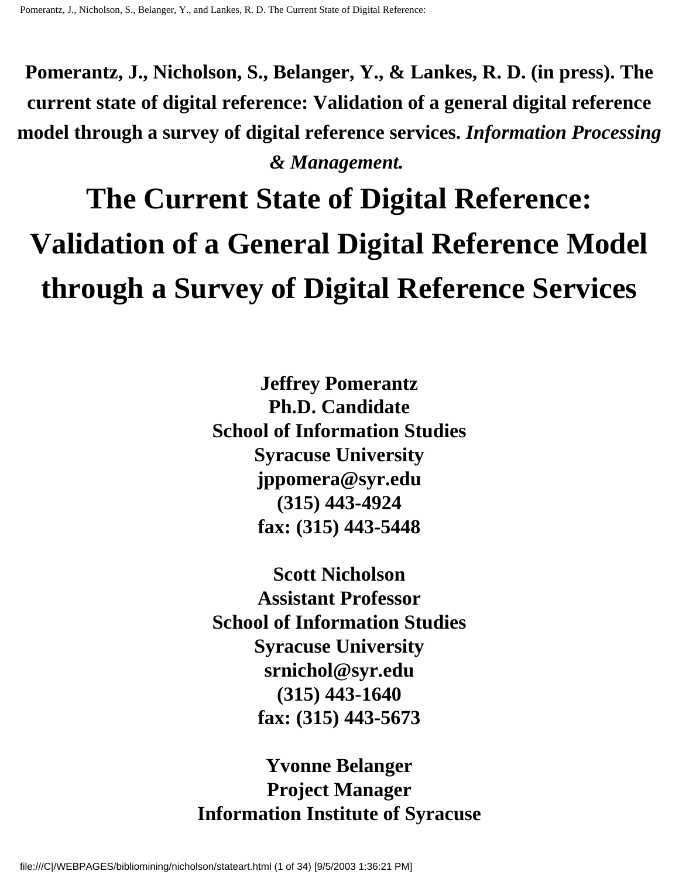**Pomerantz, J., Nicholson, S., Belanger, Y., & Lankes, R. D. (in press). The current state of digital reference: Validation of a general digital reference model through a survey of digital reference services. *Information Processing & Management.***

# The Current State of Digital Reference: Validation of a General Digital Reference Model through a Survey of Digital Reference Services

**Jeffrey Pomerantz**
**Ph.D. Candidate**
**School of Information Studies**
**Syracuse University**
**jppomera@syr.edu**
**(315) 443-4924**
**fax: (315) 443-5448**

**Scott Nicholson**
**Assistant Professor**
**School of Information Studies**
**Syracuse University**
**srnichol@syr.edu**
**(315) 443-1640**
**fax: (315) 443-5673**

**Yvonne Belanger**
**Project Manager**
**Information Institute of Syracuse**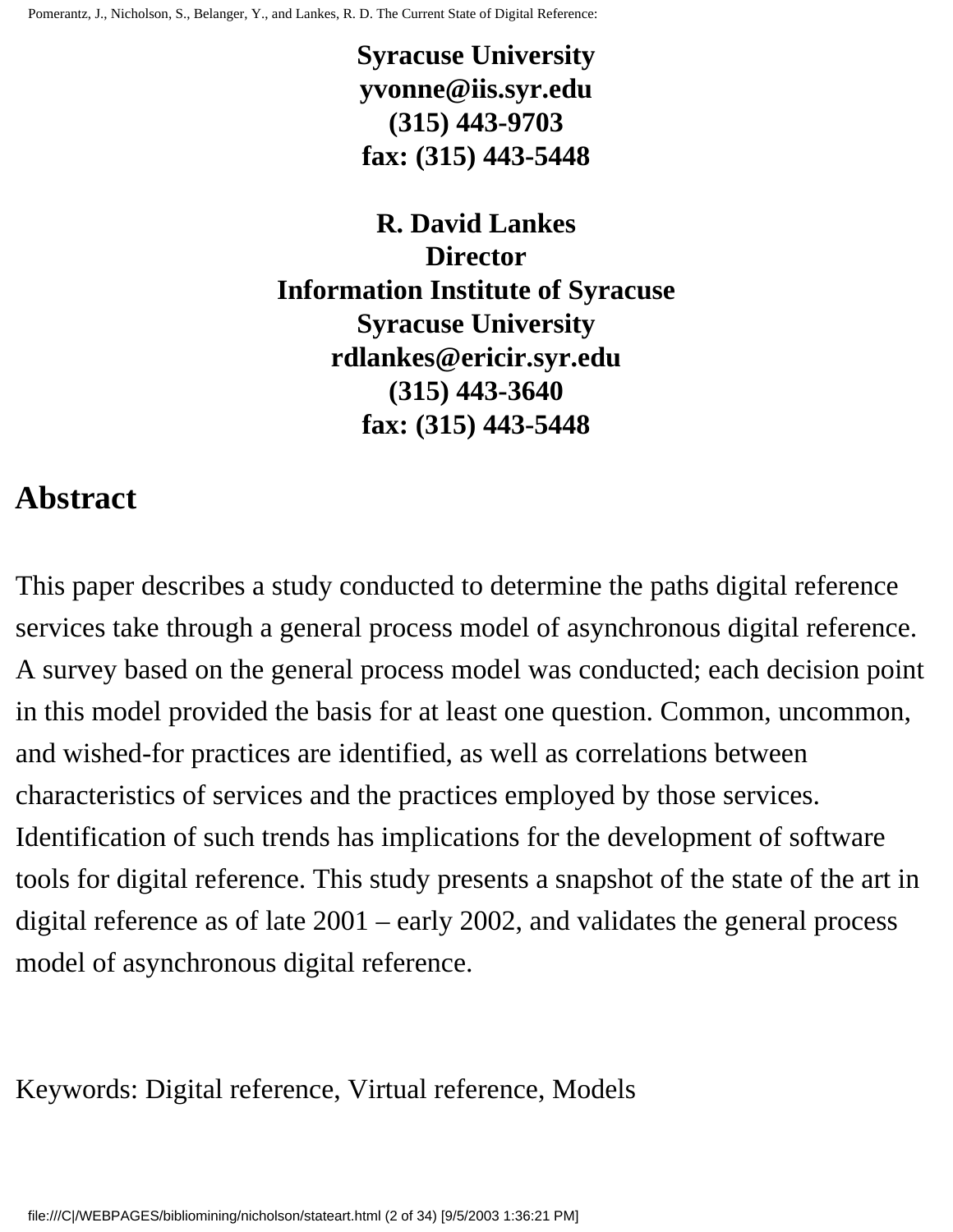**Syracuse University**
**yvonne@iis.syr.edu**
**(315) 443-9703**
**fax: (315) 443-5448**

**R. David Lankes**
**Director**
**Information Institute of Syracuse**
**Syracuse University**
**rdlankes@ericir.syr.edu**
**(315) 443-3640**
**fax: (315) 443-5448**

## Abstract

This paper describes a study conducted to determine the paths digital reference services take through a general process model of asynchronous digital reference. A survey based on the general process model was conducted; each decision point in this model provided the basis for at least one question. Common, uncommon, and wished-for practices are identified, as well as correlations between characteristics of services and the practices employed by those services. Identification of such trends has implications for the development of software tools for digital reference. This study presents a snapshot of the state of the art in digital reference as of late 2001 – early 2002, and validates the general process model of asynchronous digital reference.

Keywords: Digital reference, Virtual reference, Models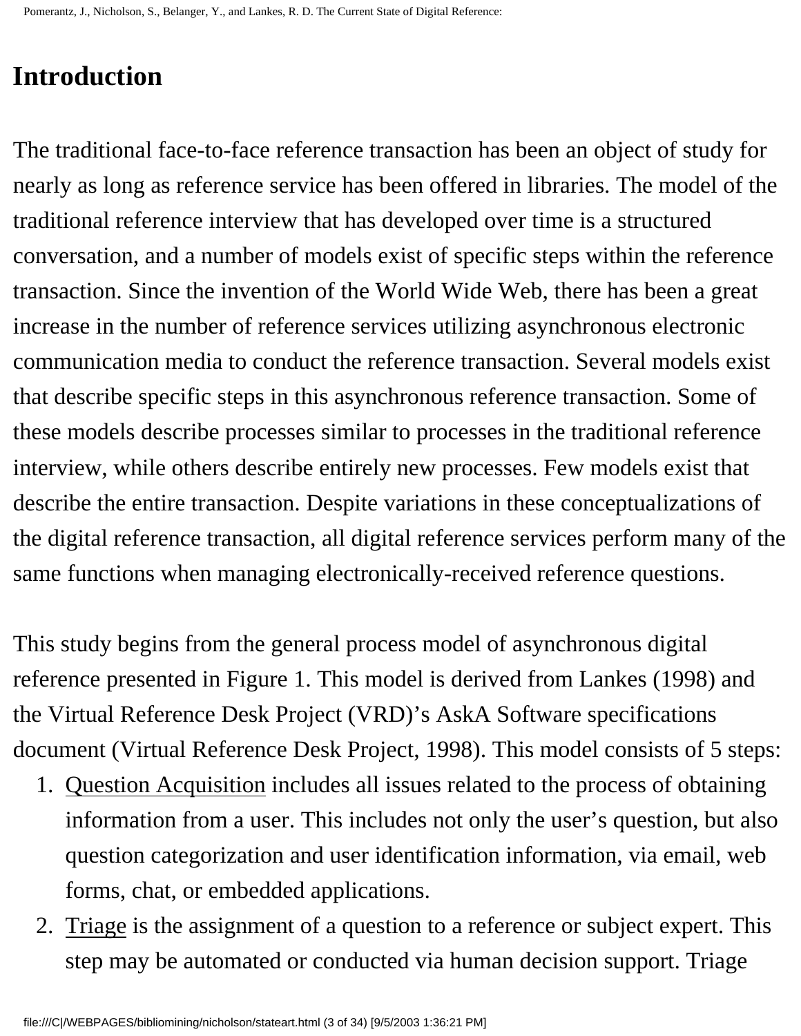# Introduction

The traditional face-to-face reference transaction has been an object of study for nearly as long as reference service has been offered in libraries. The model of the traditional reference interview that has developed over time is a structured conversation, and a number of models exist of specific steps within the reference transaction. Since the invention of the World Wide Web, there has been a great increase in the number of reference services utilizing asynchronous electronic communication media to conduct the reference transaction. Several models exist that describe specific steps in this asynchronous reference transaction. Some of these models describe processes similar to processes in the traditional reference interview, while others describe entirely new processes. Few models exist that describe the entire transaction. Despite variations in these conceptualizations of the digital reference transaction, all digital reference services perform many of the same functions when managing electronically-received reference questions.

This study begins from the general process model of asynchronous digital reference presented in Figure 1. This model is derived from Lankes (1998) and the Virtual Reference Desk Project (VRD)'s AskA Software specifications document (Virtual Reference Desk Project, 1998). This model consists of 5 steps:

1. Question Acquisition includes all issues related to the process of obtaining information from a user. This includes not only the user's question, but also question categorization and user identification information, via email, web forms, chat, or embedded applications.
2. Triage is the assignment of a question to a reference or subject expert. This step may be automated or conducted via human decision support. Triage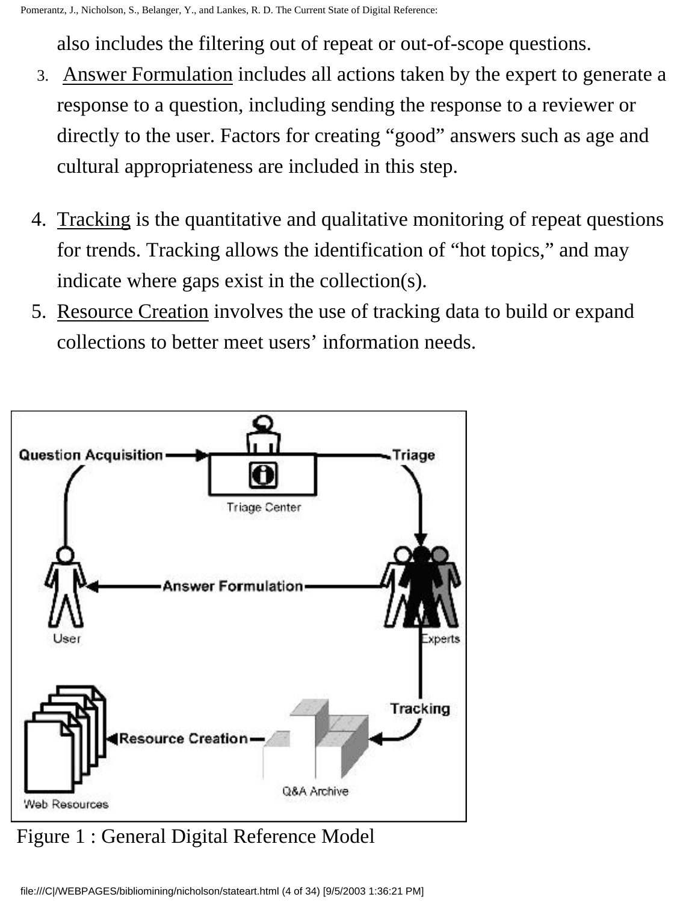also includes the filtering out of repeat or out-of-scope questions.

3. Answer Formulation includes all actions taken by the expert to generate a response to a question, including sending the response to a reviewer or directly to the user. Factors for creating "good" answers such as age and cultural appropriateness are included in this step.

4. Tracking is the quantitative and qualitative monitoring of repeat questions for trends. Tracking allows the identification of "hot topics," and may indicate where gaps exist in the collection(s).
5. Resource Creation involves the use of tracking data to build or expand collections to better meet users' information needs.

Figure 1 : General Digital Reference Model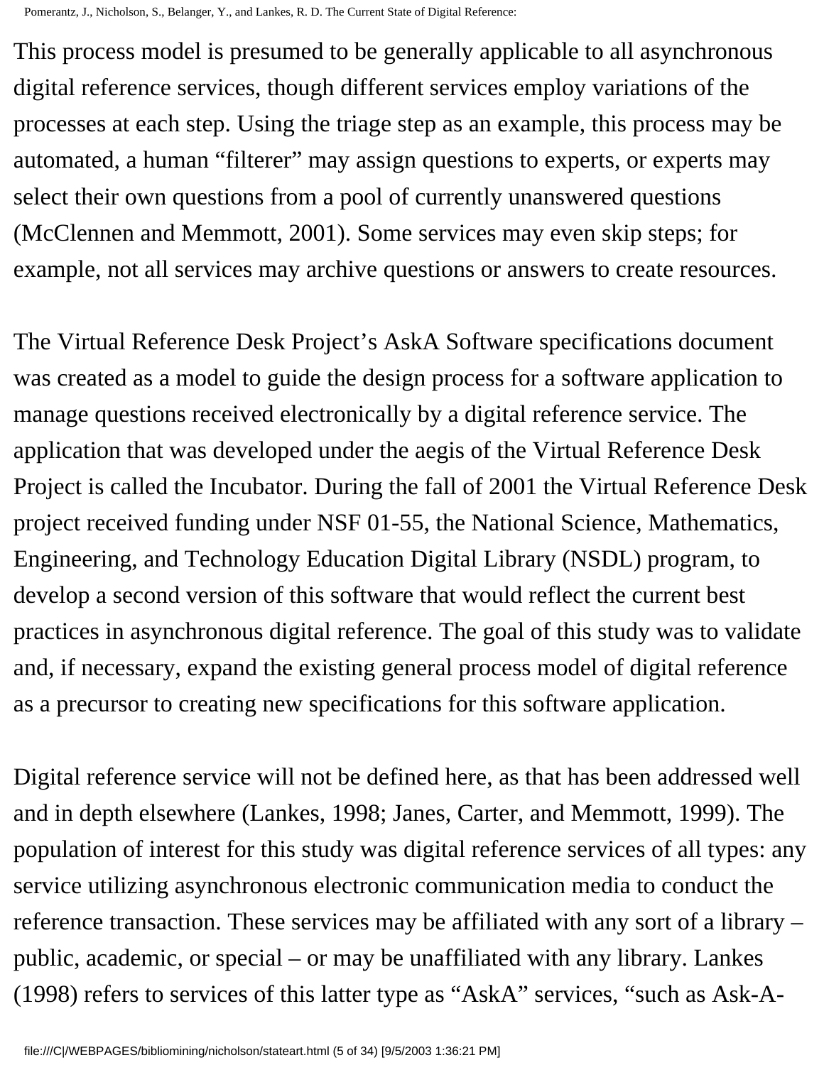This process model is presumed to be generally applicable to all asynchronous digital reference services, though different services employ variations of the processes at each step. Using the triage step as an example, this process may be automated, a human "filterer" may assign questions to experts, or experts may select their own questions from a pool of currently unanswered questions (McClennen and Memmott, 2001). Some services may even skip steps; for example, not all services may archive questions or answers to create resources.

The Virtual Reference Desk Project's AskA Software specifications document was created as a model to guide the design process for a software application to manage questions received electronically by a digital reference service. The application that was developed under the aegis of the Virtual Reference Desk Project is called the Incubator. During the fall of 2001 the Virtual Reference Desk project received funding under NSF 01-55, the National Science, Mathematics, Engineering, and Technology Education Digital Library (NSDL) program, to develop a second version of this software that would reflect the current best practices in asynchronous digital reference. The goal of this study was to validate and, if necessary, expand the existing general process model of digital reference as a precursor to creating new specifications for this software application.

Digital reference service will not be defined here, as that has been addressed well and in depth elsewhere (Lankes, 1998; Janes, Carter, and Memmott, 1999). The population of interest for this study was digital reference services of all types: any service utilizing asynchronous electronic communication media to conduct the reference transaction. These services may be affiliated with any sort of a library – public, academic, or special – or may be unaffiliated with any library. Lankes (1998) refers to services of this latter type as "AskA" services, "such as Ask-A-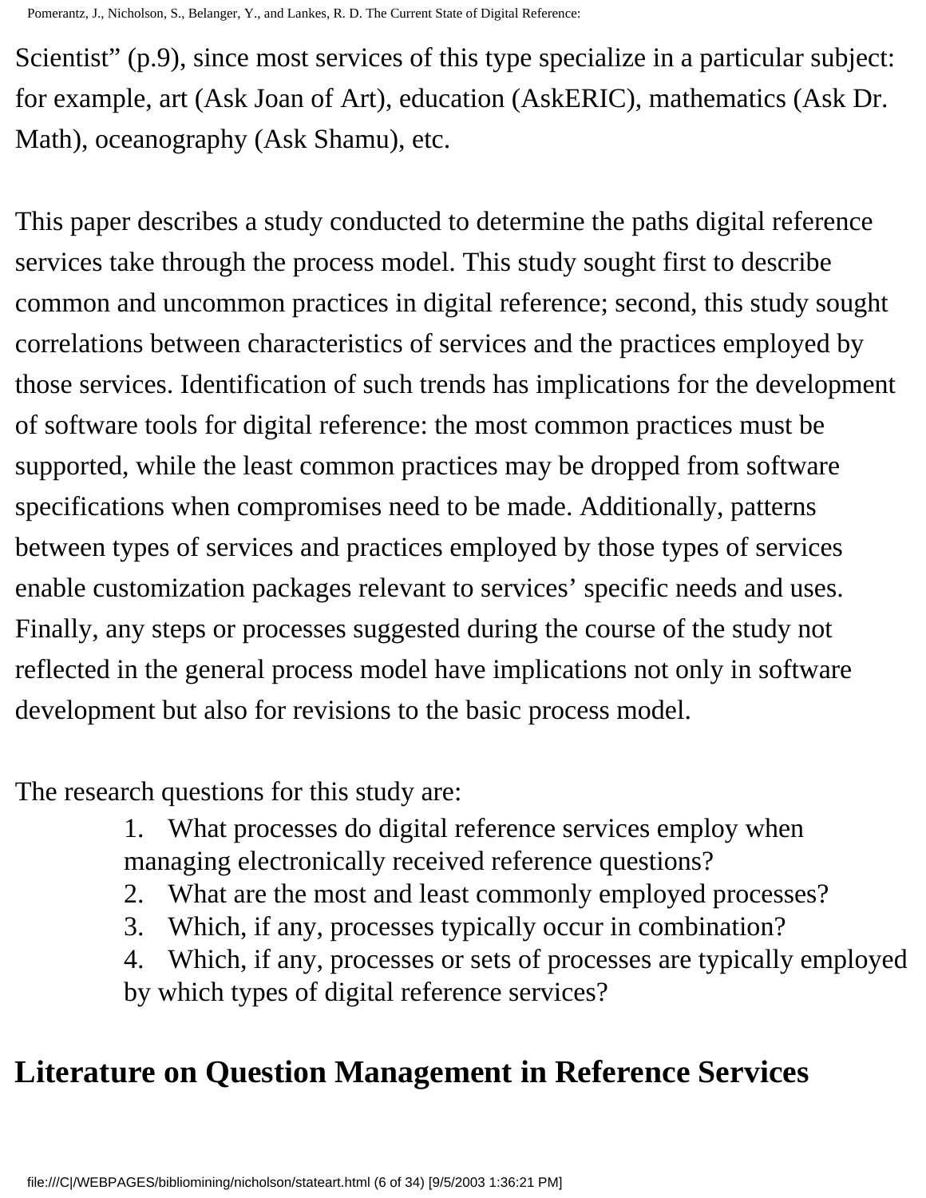Scientist” (p.9), since most services of this type specialize in a particular subject: for example, art (Ask Joan of Art), education (AskERIC), mathematics (Ask Dr. Math), oceanography (Ask Shamu), etc.

This paper describes a study conducted to determine the paths digital reference services take through the process model. This study sought first to describe common and uncommon practices in digital reference; second, this study sought correlations between characteristics of services and the practices employed by those services. Identification of such trends has implications for the development of software tools for digital reference: the most common practices must be supported, while the least common practices may be dropped from software specifications when compromises need to be made. Additionally, patterns between types of services and practices employed by those types of services enable customization packages relevant to services’ specific needs and uses. Finally, any steps or processes suggested during the course of the study not reflected in the general process model have implications not only in software development but also for revisions to the basic process model.

The research questions for this study are:

1. What processes do digital reference services employ when managing electronically received reference questions?
2. What are the most and least commonly employed processes?
3. Which, if any, processes typically occur in combination?
4. Which, if any, processes or sets of processes are typically employed by which types of digital reference services?

## Literature on Question Management in Reference Services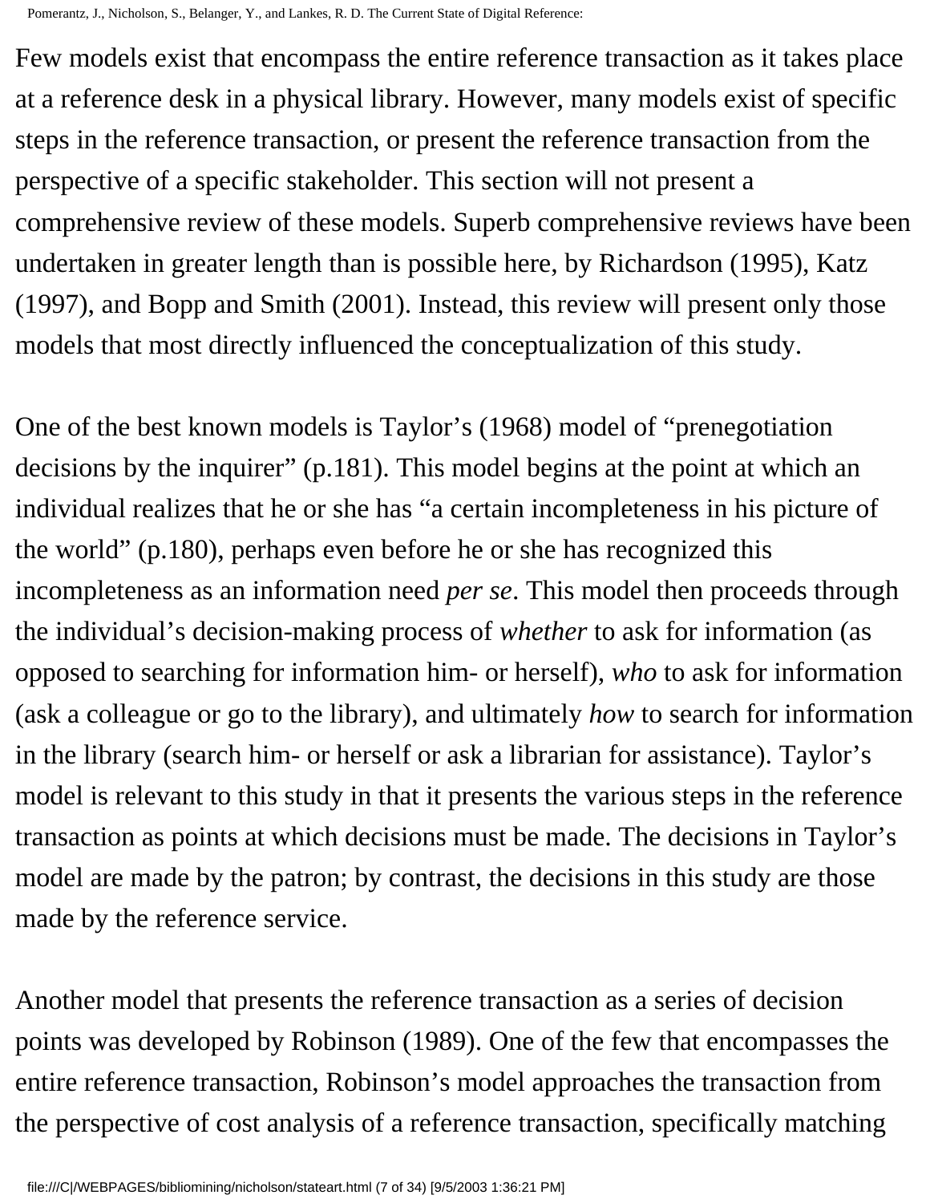Few models exist that encompass the entire reference transaction as it takes place at a reference desk in a physical library. However, many models exist of specific steps in the reference transaction, or present the reference transaction from the perspective of a specific stakeholder. This section will not present a comprehensive review of these models. Superb comprehensive reviews have been undertaken in greater length than is possible here, by Richardson (1995), Katz (1997), and Bopp and Smith (2001). Instead, this review will present only those models that most directly influenced the conceptualization of this study.

One of the best known models is Taylor's (1968) model of "prenegotiation decisions by the inquirer" (p.181). This model begins at the point at which an individual realizes that he or she has "a certain incompleteness in his picture of the world" (p.180), perhaps even before he or she has recognized this incompleteness as an information need *per se*. This model then proceeds through the individual's decision-making process of *whether* to ask for information (as opposed to searching for information him- or herself), *who* to ask for information (ask a colleague or go to the library), and ultimately *how* to search for information in the library (search him- or herself or ask a librarian for assistance). Taylor's model is relevant to this study in that it presents the various steps in the reference transaction as points at which decisions must be made. The decisions in Taylor's model are made by the patron; by contrast, the decisions in this study are those made by the reference service.

Another model that presents the reference transaction as a series of decision points was developed by Robinson (1989). One of the few that encompasses the entire reference transaction, Robinson's model approaches the transaction from the perspective of cost analysis of a reference transaction, specifically matching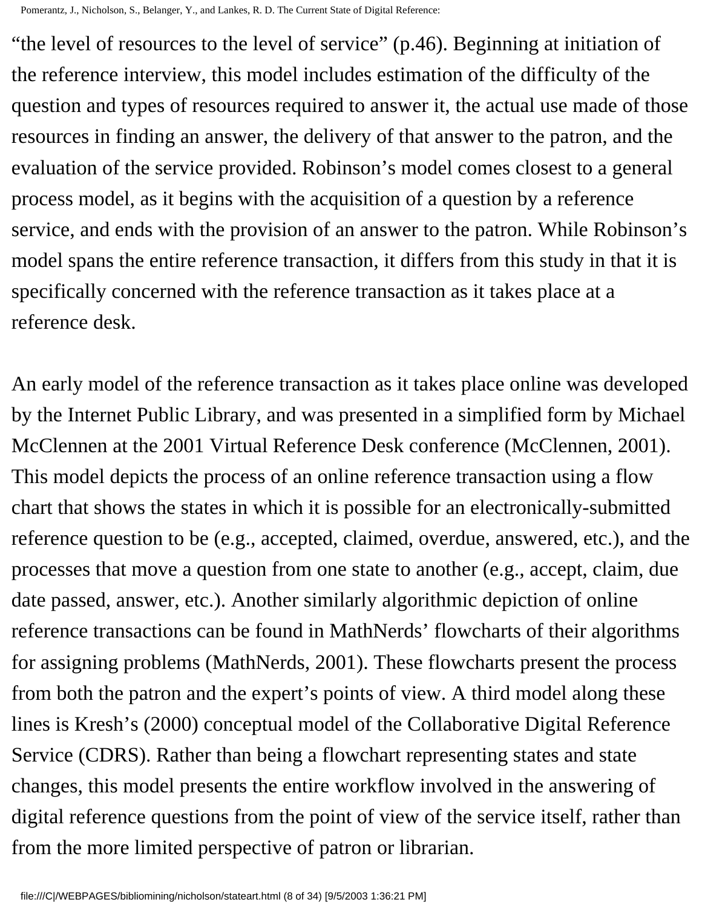“the level of resources to the level of service” (p.46). Beginning at initiation of the reference interview, this model includes estimation of the difficulty of the question and types of resources required to answer it, the actual use made of those resources in finding an answer, the delivery of that answer to the patron, and the evaluation of the service provided. Robinson’s model comes closest to a general process model, as it begins with the acquisition of a question by a reference service, and ends with the provision of an answer to the patron. While Robinson’s model spans the entire reference transaction, it differs from this study in that it is specifically concerned with the reference transaction as it takes place at a reference desk.

An early model of the reference transaction as it takes place online was developed by the Internet Public Library, and was presented in a simplified form by Michael McClennen at the 2001 Virtual Reference Desk conference (McClennen, 2001). This model depicts the process of an online reference transaction using a flow chart that shows the states in which it is possible for an electronically-submitted reference question to be (e.g., accepted, claimed, overdue, answered, etc.), and the processes that move a question from one state to another (e.g., accept, claim, due date passed, answer, etc.). Another similarly algorithmic depiction of online reference transactions can be found in MathNerds’ flowcharts of their algorithms for assigning problems (MathNerds, 2001). These flowcharts present the process from both the patron and the expert’s points of view. A third model along these lines is Kresh’s (2000) conceptual model of the Collaborative Digital Reference Service (CDRS). Rather than being a flowchart representing states and state changes, this model presents the entire workflow involved in the answering of digital reference questions from the point of view of the service itself, rather than from the more limited perspective of patron or librarian.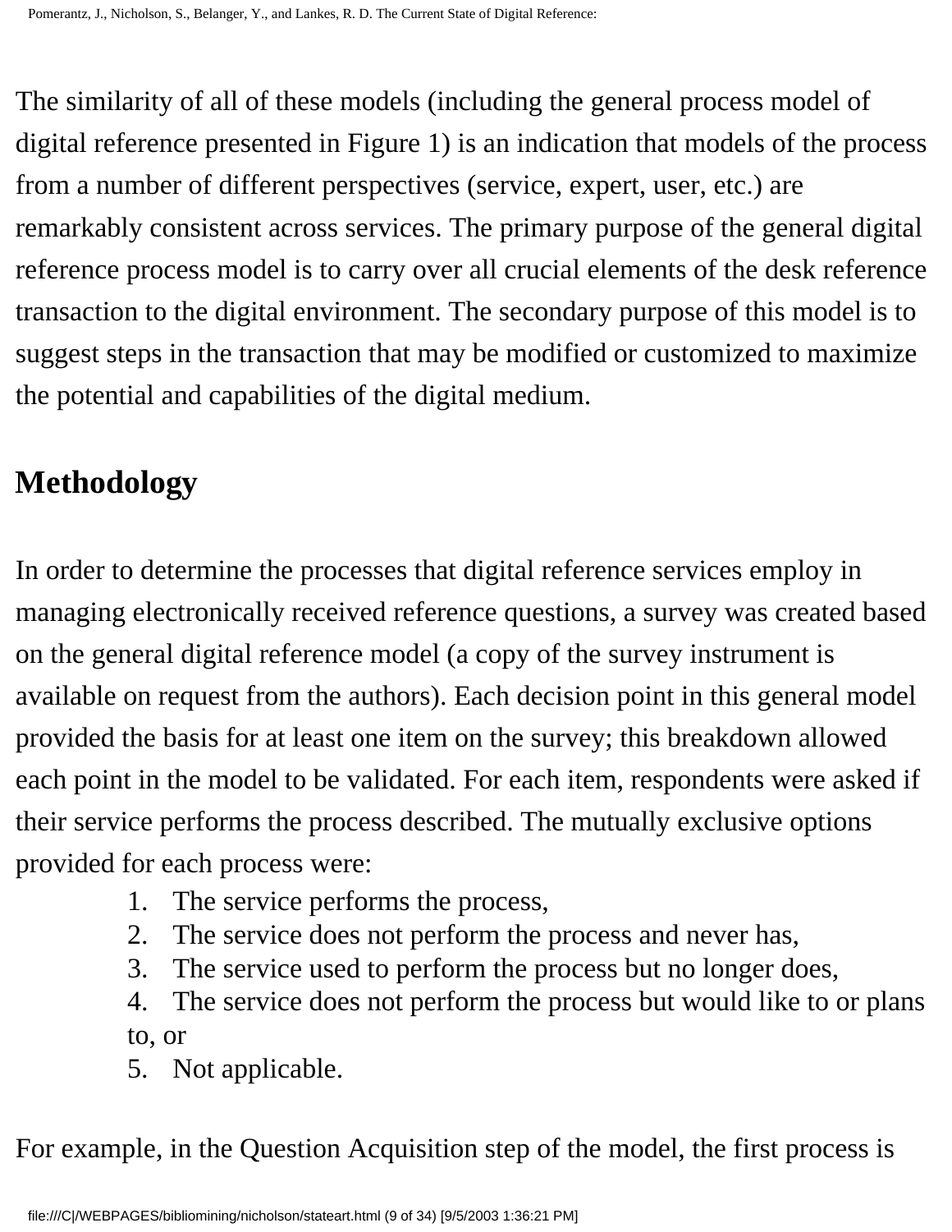The similarity of all of these models (including the general process model of digital reference presented in Figure 1) is an indication that models of the process from a number of different perspectives (service, expert, user, etc.) are remarkably consistent across services. The primary purpose of the general digital reference process model is to carry over all crucial elements of the desk reference transaction to the digital environment. The secondary purpose of this model is to suggest steps in the transaction that may be modified or customized to maximize the potential and capabilities of the digital medium.

## Methodology

In order to determine the processes that digital reference services employ in managing electronically received reference questions, a survey was created based on the general digital reference model (a copy of the survey instrument is available on request from the authors). Each decision point in this general model provided the basis for at least one item on the survey; this breakdown allowed each point in the model to be validated. For each item, respondents were asked if their service performs the process described. The mutually exclusive options provided for each process were:

1. The service performs the process,
2. The service does not perform the process and never has,
3. The service used to perform the process but no longer does,
4. The service does not perform the process but would like to or plans to, or
5. Not applicable.

For example, in the Question Acquisition step of the model, the first process is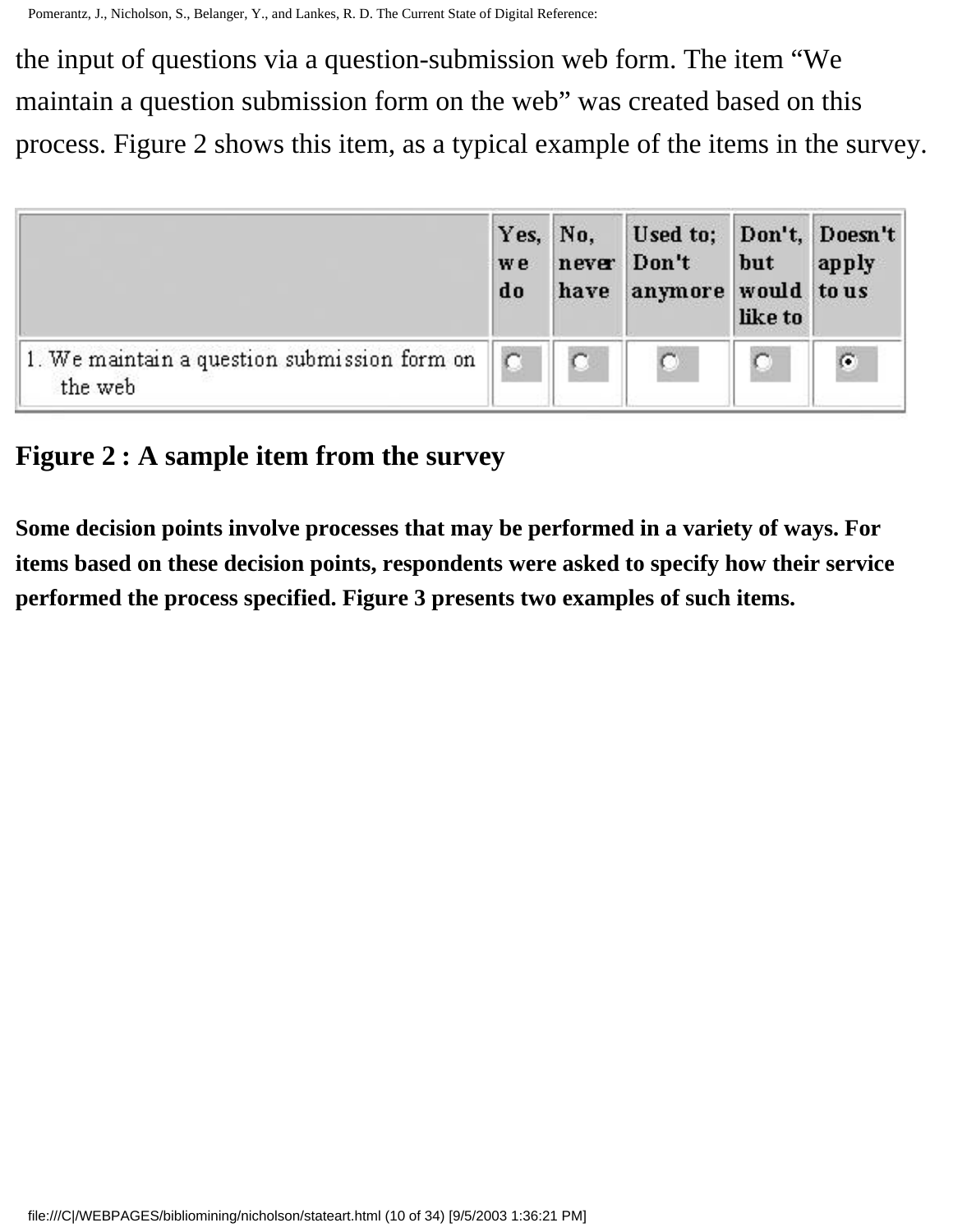the input of questions via a question-submission web form. The item “We maintain a question submission form on the web” was created based on this process. Figure 2 shows this item, as a typical example of the items in the survey.

| | Yes, we do | No, never have | Used to; Don't anymore | Don't, but would like to | Doesn't apply to us |
|---|---|---|---|---|---|
| 1. We maintain a question submission form on the web | ○ | ○ | ○ | ○ | ⦿ |

**Figure 2 : A sample item from the survey**

**Some decision points involve processes that may be performed in a variety of ways. For items based on these decision points, respondents were asked to specify how their service performed the process specified. Figure 3 presents two examples of such items.**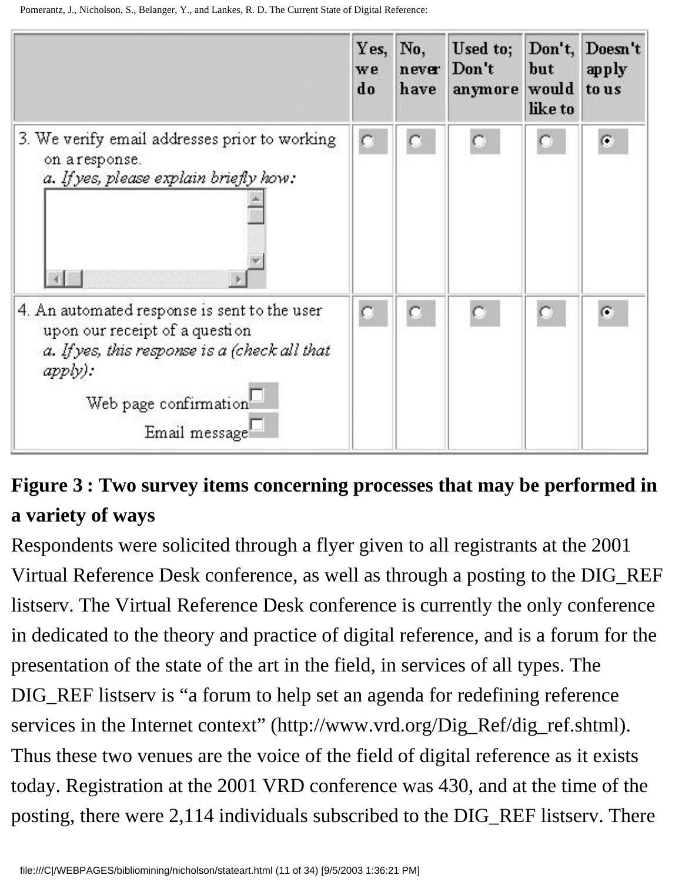| | Yes, we do | No, never have | Used to; Don't anymore | Don't, but would like to | Doesn't apply to us |
|---|---|---|---|---|---|
| 3. We verify email addresses prior to working on a response. *a. If yes, please explain briefly how:* | ○ | ○ | ○ | ○ | ◉ |
| 4. An automated response is sent to the user upon our receipt of a question *a. If yes, this response is a (check all that apply):* Web page confirmation ☐ Email message ☐ | ○ | ○ | ○ | ○ | ◉ |

**Figure 3 : Two survey items concerning processes that may be performed in a variety of ways**

Respondents were solicited through a flyer given to all registrants at the 2001 Virtual Reference Desk conference, as well as through a posting to the DIG_REF listserv. The Virtual Reference Desk conference is currently the only conference in dedicated to the theory and practice of digital reference, and is a forum for the presentation of the state of the art in the field, in services of all types. The DIG_REF listserv is "a forum to help set an agenda for redefining reference services in the Internet context" (http://www.vrd.org/Dig_Ref/dig_ref.shtml). Thus these two venues are the voice of the field of digital reference as it exists today. Registration at the 2001 VRD conference was 430, and at the time of the posting, there were 2,114 individuals subscribed to the DIG_REF listserv. There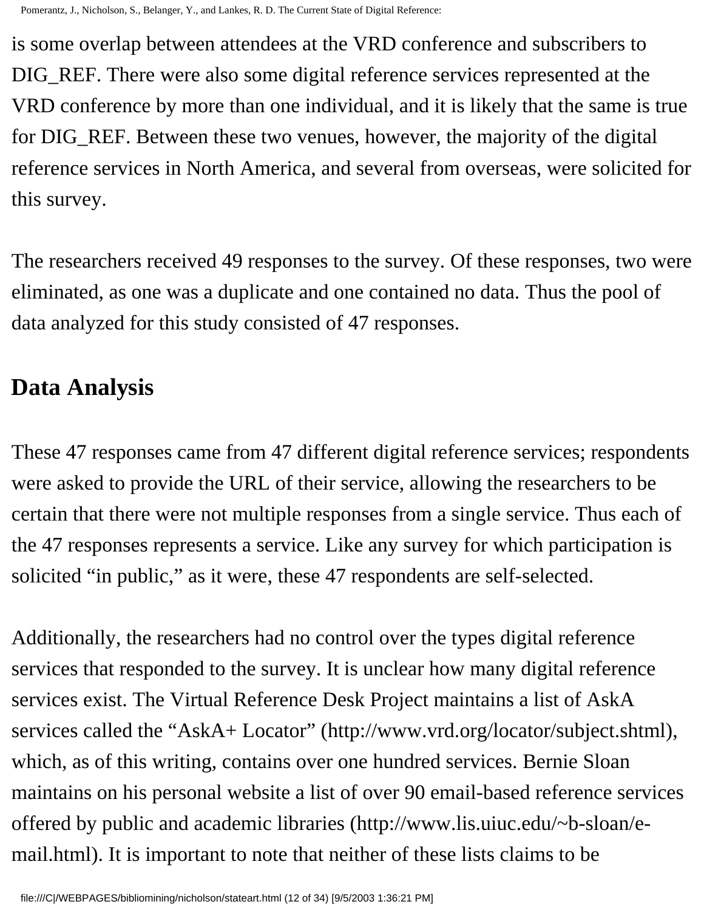is some overlap between attendees at the VRD conference and subscribers to DIG_REF. There were also some digital reference services represented at the VRD conference by more than one individual, and it is likely that the same is true for DIG_REF. Between these two venues, however, the majority of the digital reference services in North America, and several from overseas, were solicited for this survey.

The researchers received 49 responses to the survey. Of these responses, two were eliminated, as one was a duplicate and one contained no data. Thus the pool of data analyzed for this study consisted of 47 responses.

## Data Analysis

These 47 responses came from 47 different digital reference services; respondents were asked to provide the URL of their service, allowing the researchers to be certain that there were not multiple responses from a single service. Thus each of the 47 responses represents a service. Like any survey for which participation is solicited "in public," as it were, these 47 respondents are self-selected.

Additionally, the researchers had no control over the types digital reference services that responded to the survey. It is unclear how many digital reference services exist. The Virtual Reference Desk Project maintains a list of AskA services called the "AskA+ Locator" (http://www.vrd.org/locator/subject.shtml), which, as of this writing, contains over one hundred services. Bernie Sloan maintains on his personal website a list of over 90 email-based reference services offered by public and academic libraries (http://www.lis.uiuc.edu/~b-sloan/e-mail.html). It is important to note that neither of these lists claims to be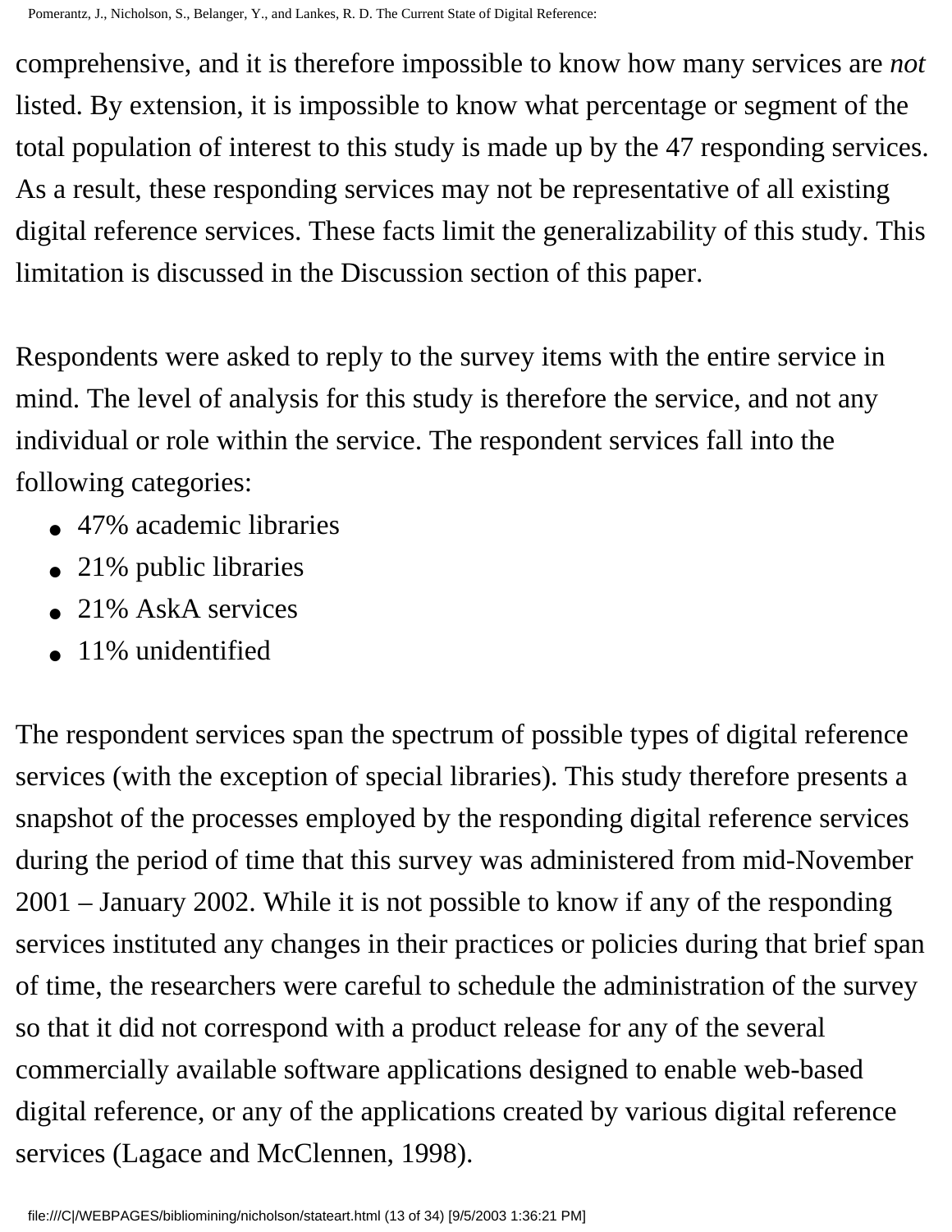comprehensive, and it is therefore impossible to know how many services are *not* listed. By extension, it is impossible to know what percentage or segment of the total population of interest to this study is made up by the 47 responding services. As a result, these responding services may not be representative of all existing digital reference services. These facts limit the generalizability of this study. This limitation is discussed in the Discussion section of this paper.

Respondents were asked to reply to the survey items with the entire service in mind. The level of analysis for this study is therefore the service, and not any individual or role within the service. The respondent services fall into the following categories:

- 47% academic libraries
- 21% public libraries
- 21% AskA services
- 11% unidentified

The respondent services span the spectrum of possible types of digital reference services (with the exception of special libraries). This study therefore presents a snapshot of the processes employed by the responding digital reference services during the period of time that this survey was administered from mid-November 2001 – January 2002. While it is not possible to know if any of the responding services instituted any changes in their practices or policies during that brief span of time, the researchers were careful to schedule the administration of the survey so that it did not correspond with a product release for any of the several commercially available software applications designed to enable web-based digital reference, or any of the applications created by various digital reference services (Lagace and McClennen, 1998).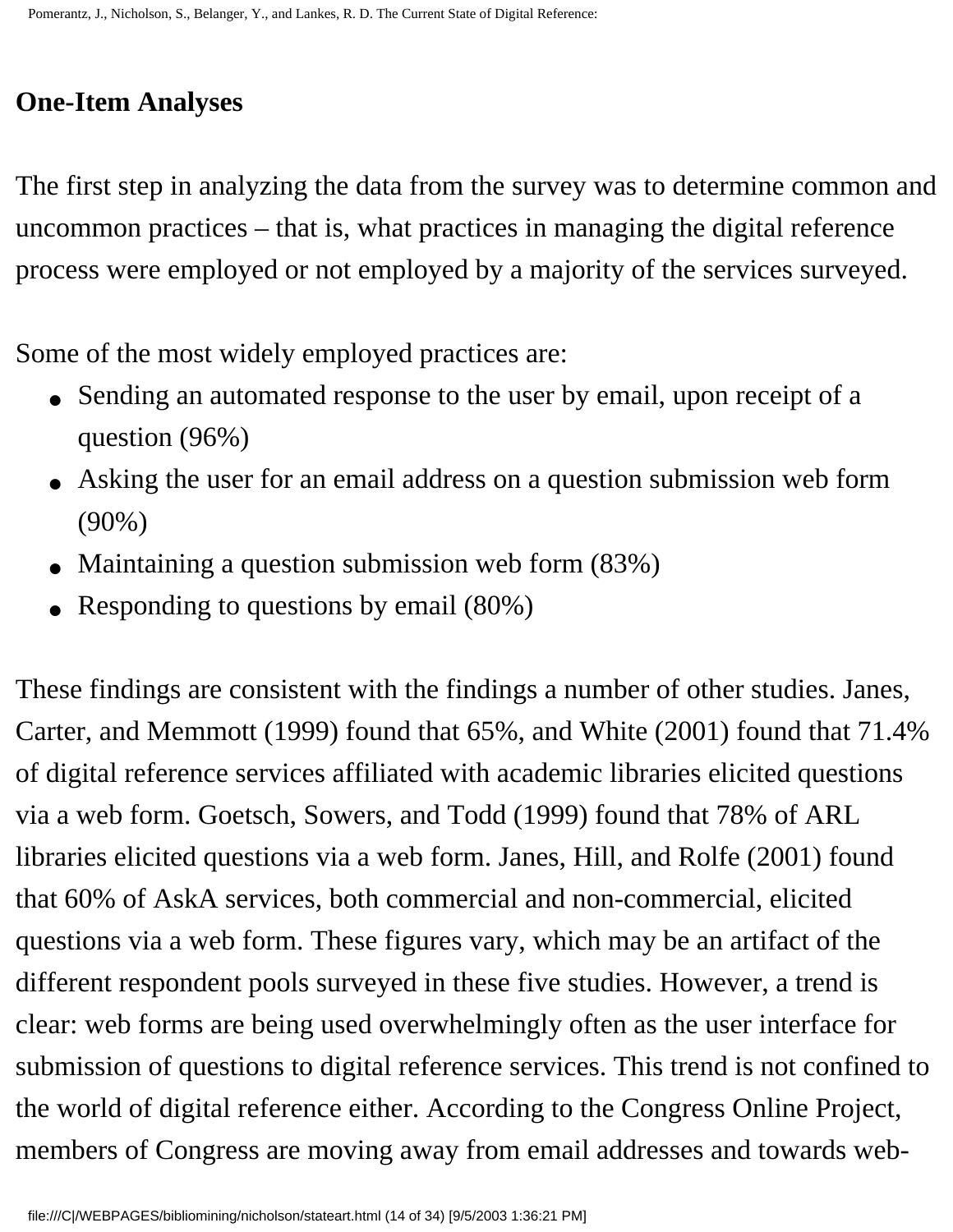## One-Item Analyses

The first step in analyzing the data from the survey was to determine common and uncommon practices – that is, what practices in managing the digital reference process were employed or not employed by a majority of the services surveyed.

Some of the most widely employed practices are:

- Sending an automated response to the user by email, upon receipt of a question (96%)
- Asking the user for an email address on a question submission web form (90%)
- Maintaining a question submission web form (83%)
- Responding to questions by email (80%)

These findings are consistent with the findings a number of other studies. Janes, Carter, and Memmott (1999) found that 65%, and White (2001) found that 71.4% of digital reference services affiliated with academic libraries elicited questions via a web form. Goetsch, Sowers, and Todd (1999) found that 78% of ARL libraries elicited questions via a web form. Janes, Hill, and Rolfe (2001) found that 60% of AskA services, both commercial and non-commercial, elicited questions via a web form. These figures vary, which may be an artifact of the different respondent pools surveyed in these five studies. However, a trend is clear: web forms are being used overwhelmingly often as the user interface for submission of questions to digital reference services. This trend is not confined to the world of digital reference either. According to the Congress Online Project, members of Congress are moving away from email addresses and towards web-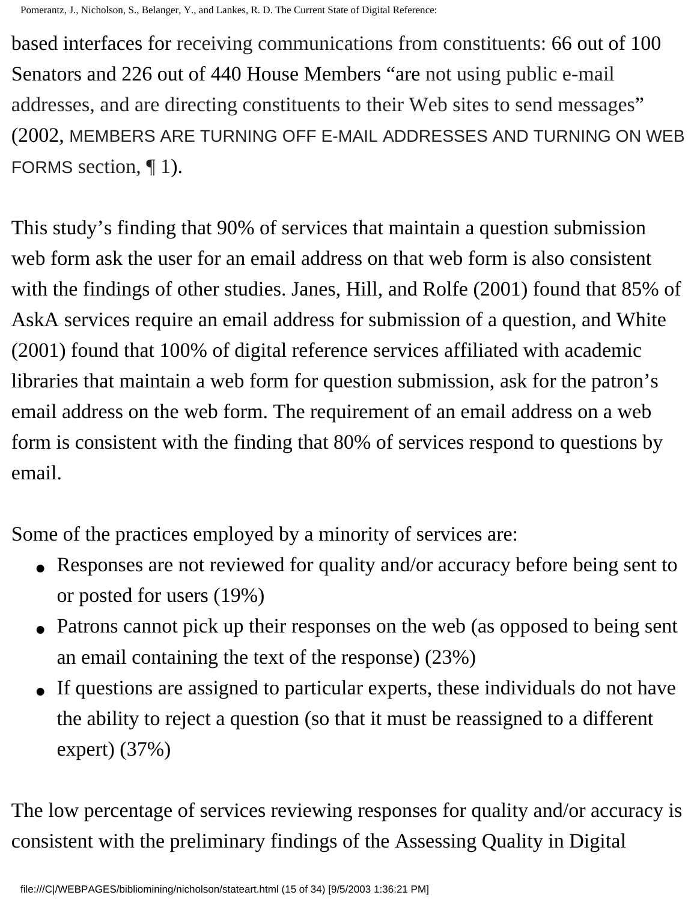based interfaces for receiving communications from constituents: 66 out of 100 Senators and 226 out of 440 House Members "are not using public e-mail addresses, and are directing constituents to their Web sites to send messages" (2002, MEMBERS ARE TURNING OFF E-MAIL ADDRESSES AND TURNING ON WEB FORMS section, ¶ 1).

This study's finding that 90% of services that maintain a question submission web form ask the user for an email address on that web form is also consistent with the findings of other studies. Janes, Hill, and Rolfe (2001) found that 85% of AskA services require an email address for submission of a question, and White (2001) found that 100% of digital reference services affiliated with academic libraries that maintain a web form for question submission, ask for the patron's email address on the web form. The requirement of an email address on a web form is consistent with the finding that 80% of services respond to questions by email.

Some of the practices employed by a minority of services are:

- Responses are not reviewed for quality and/or accuracy before being sent to or posted for users (19%)
- Patrons cannot pick up their responses on the web (as opposed to being sent an email containing the text of the response) (23%)
- If questions are assigned to particular experts, these individuals do not have the ability to reject a question (so that it must be reassigned to a different expert) (37%)

The low percentage of services reviewing responses for quality and/or accuracy is consistent with the preliminary findings of the Assessing Quality in Digital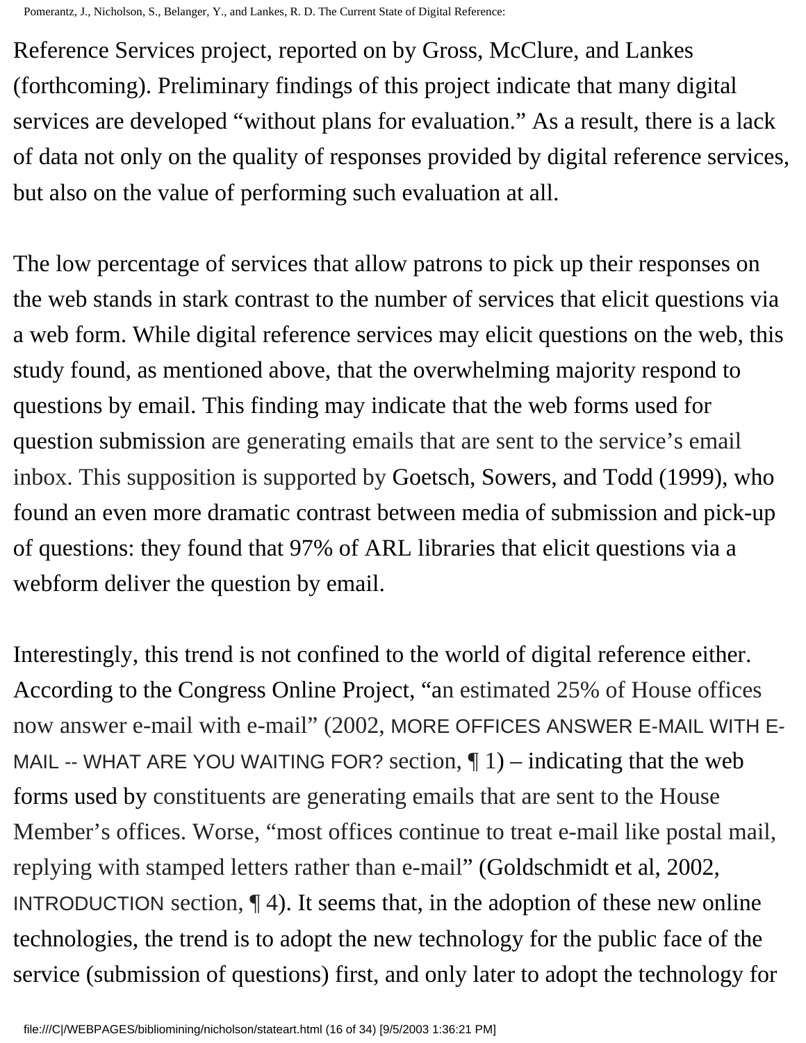Reference Services project, reported on by Gross, McClure, and Lankes (forthcoming). Preliminary findings of this project indicate that many digital services are developed "without plans for evaluation." As a result, there is a lack of data not only on the quality of responses provided by digital reference services, but also on the value of performing such evaluation at all.

The low percentage of services that allow patrons to pick up their responses on the web stands in stark contrast to the number of services that elicit questions via a web form. While digital reference services may elicit questions on the web, this study found, as mentioned above, that the overwhelming majority respond to questions by email. This finding may indicate that the web forms used for question submission are generating emails that are sent to the service's email inbox. This supposition is supported by Goetsch, Sowers, and Todd (1999), who found an even more dramatic contrast between media of submission and pick-up of questions: they found that 97% of ARL libraries that elicit questions via a webform deliver the question by email.

Interestingly, this trend is not confined to the world of digital reference either. According to the Congress Online Project, "an estimated 25% of House offices now answer e-mail with e-mail" (2002, MORE OFFICES ANSWER E-MAIL WITH E-MAIL -- WHAT ARE YOU WAITING FOR? section, ¶ 1) – indicating that the web forms used by constituents are generating emails that are sent to the House Member's offices. Worse, "most offices continue to treat e-mail like postal mail, replying with stamped letters rather than e-mail" (Goldschmidt et al, 2002, INTRODUCTION section, ¶ 4). It seems that, in the adoption of these new online technologies, the trend is to adopt the new technology for the public face of the service (submission of questions) first, and only later to adopt the technology for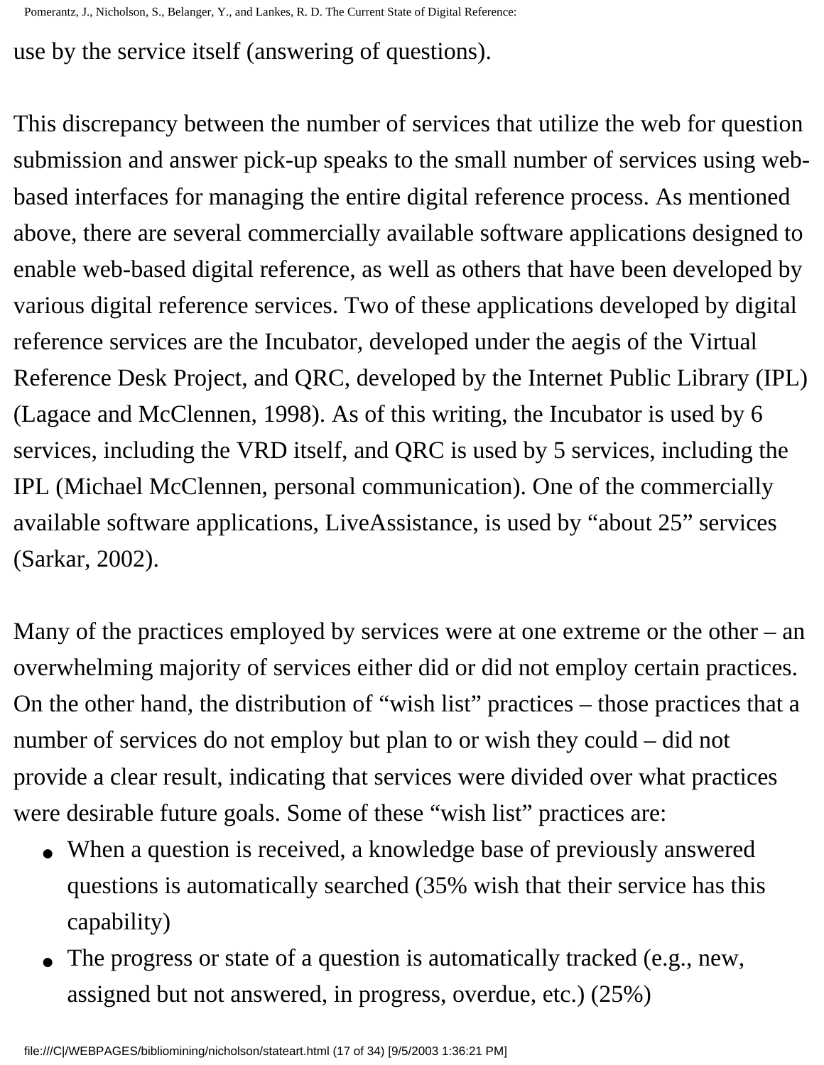use by the service itself (answering of questions).

This discrepancy between the number of services that utilize the web for question submission and answer pick-up speaks to the small number of services using web-based interfaces for managing the entire digital reference process. As mentioned above, there are several commercially available software applications designed to enable web-based digital reference, as well as others that have been developed by various digital reference services. Two of these applications developed by digital reference services are the Incubator, developed under the aegis of the Virtual Reference Desk Project, and QRC, developed by the Internet Public Library (IPL) (Lagace and McClennen, 1998). As of this writing, the Incubator is used by 6 services, including the VRD itself, and QRC is used by 5 services, including the IPL (Michael McClennen, personal communication). One of the commercially available software applications, LiveAssistance, is used by "about 25" services (Sarkar, 2002).

Many of the practices employed by services were at one extreme or the other – an overwhelming majority of services either did or did not employ certain practices. On the other hand, the distribution of "wish list" practices – those practices that a number of services do not employ but plan to or wish they could – did not provide a clear result, indicating that services were divided over what practices were desirable future goals. Some of these "wish list" practices are:

- When a question is received, a knowledge base of previously answered questions is automatically searched (35% wish that their service has this capability)
- The progress or state of a question is automatically tracked (e.g., new, assigned but not answered, in progress, overdue, etc.) (25%)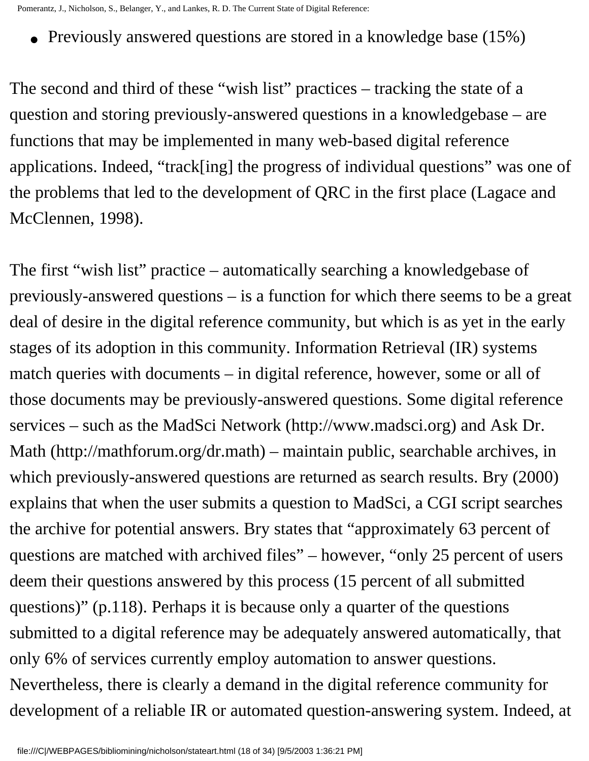- Previously answered questions are stored in a knowledge base (15%)

The second and third of these "wish list" practices – tracking the state of a question and storing previously-answered questions in a knowledgebase – are functions that may be implemented in many web-based digital reference applications. Indeed, "track[ing] the progress of individual questions" was one of the problems that led to the development of QRC in the first place (Lagace and McClennen, 1998).

The first "wish list" practice – automatically searching a knowledgebase of previously-answered questions – is a function for which there seems to be a great deal of desire in the digital reference community, but which is as yet in the early stages of its adoption in this community. Information Retrieval (IR) systems match queries with documents – in digital reference, however, some or all of those documents may be previously-answered questions. Some digital reference services – such as the MadSci Network (http://www.madsci.org) and Ask Dr. Math (http://mathforum.org/dr.math) – maintain public, searchable archives, in which previously-answered questions are returned as search results. Bry (2000) explains that when the user submits a question to MadSci, a CGI script searches the archive for potential answers. Bry states that "approximately 63 percent of questions are matched with archived files" – however, "only 25 percent of users deem their questions answered by this process (15 percent of all submitted questions)" (p.118). Perhaps it is because only a quarter of the questions submitted to a digital reference may be adequately answered automatically, that only 6% of services currently employ automation to answer questions. Nevertheless, there is clearly a demand in the digital reference community for development of a reliable IR or automated question-answering system. Indeed, at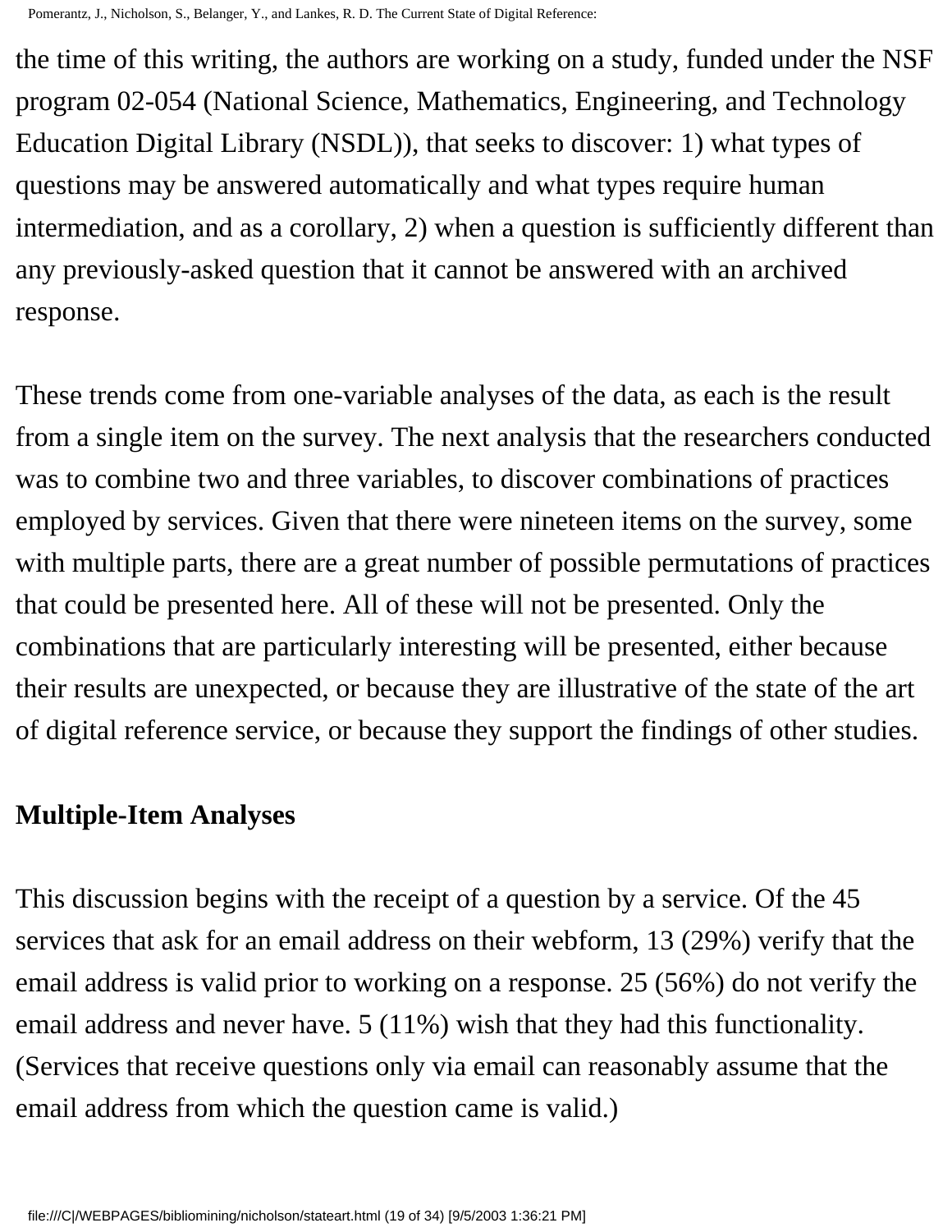the time of this writing, the authors are working on a study, funded under the NSF program 02-054 (National Science, Mathematics, Engineering, and Technology Education Digital Library (NSDL)), that seeks to discover: 1) what types of questions may be answered automatically and what types require human intermediation, and as a corollary, 2) when a question is sufficiently different than any previously-asked question that it cannot be answered with an archived response.

These trends come from one-variable analyses of the data, as each is the result from a single item on the survey. The next analysis that the researchers conducted was to combine two and three variables, to discover combinations of practices employed by services. Given that there were nineteen items on the survey, some with multiple parts, there are a great number of possible permutations of practices that could be presented here. All of these will not be presented. Only the combinations that are particularly interesting will be presented, either because their results are unexpected, or because they are illustrative of the state of the art of digital reference service, or because they support the findings of other studies.

## Multiple-Item Analyses

This discussion begins with the receipt of a question by a service. Of the 45 services that ask for an email address on their webform, 13 (29%) verify that the email address is valid prior to working on a response. 25 (56%) do not verify the email address and never have. 5 (11%) wish that they had this functionality. (Services that receive questions only via email can reasonably assume that the email address from which the question came is valid.)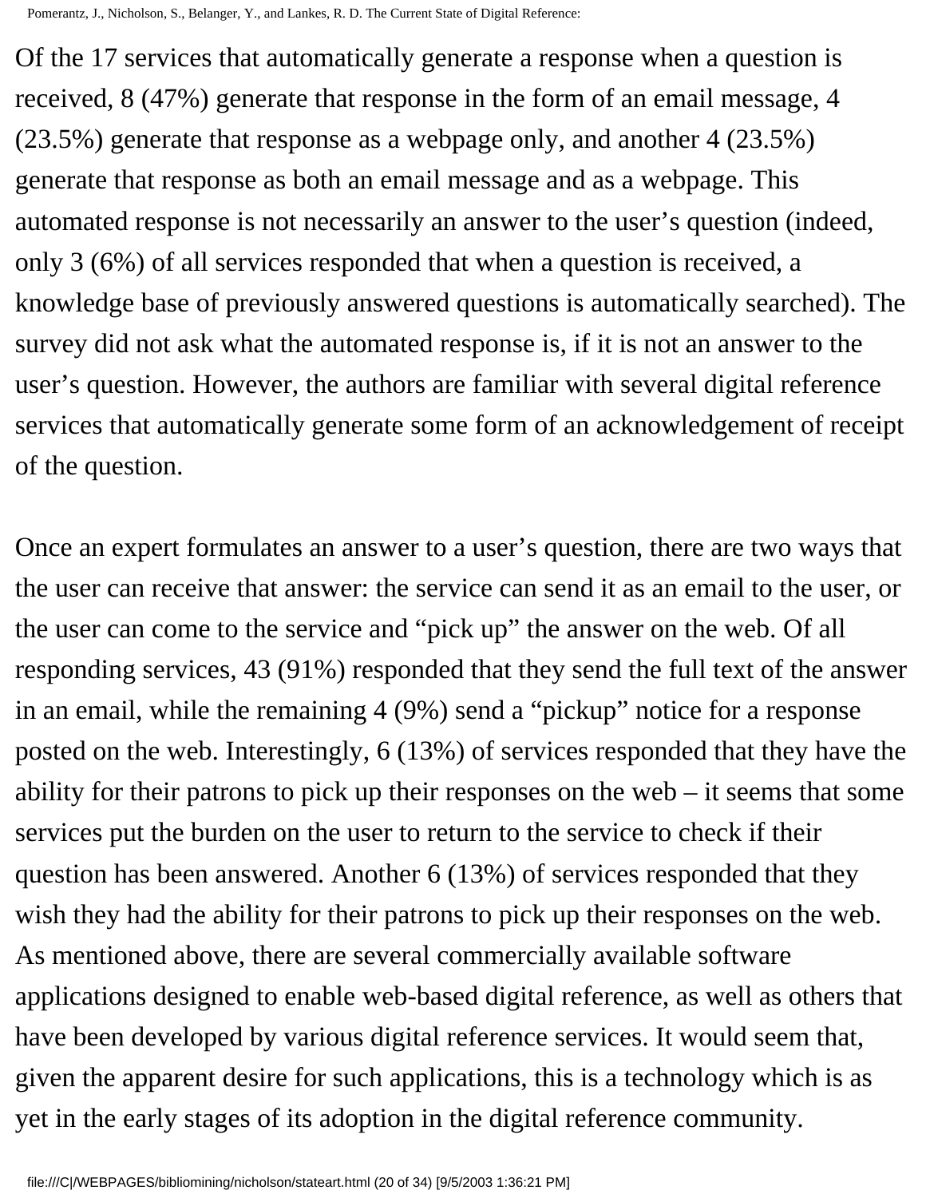Of the 17 services that automatically generate a response when a question is received, 8 (47%) generate that response in the form of an email message, 4 (23.5%) generate that response as a webpage only, and another 4 (23.5%) generate that response as both an email message and as a webpage. This automated response is not necessarily an answer to the user's question (indeed, only 3 (6%) of all services responded that when a question is received, a knowledge base of previously answered questions is automatically searched). The survey did not ask what the automated response is, if it is not an answer to the user's question. However, the authors are familiar with several digital reference services that automatically generate some form of an acknowledgement of receipt of the question.

Once an expert formulates an answer to a user's question, there are two ways that the user can receive that answer: the service can send it as an email to the user, or the user can come to the service and "pick up" the answer on the web. Of all responding services, 43 (91%) responded that they send the full text of the answer in an email, while the remaining 4 (9%) send a "pickup" notice for a response posted on the web. Interestingly, 6 (13%) of services responded that they have the ability for their patrons to pick up their responses on the web – it seems that some services put the burden on the user to return to the service to check if their question has been answered. Another 6 (13%) of services responded that they wish they had the ability for their patrons to pick up their responses on the web. As mentioned above, there are several commercially available software applications designed to enable web-based digital reference, as well as others that have been developed by various digital reference services. It would seem that, given the apparent desire for such applications, this is a technology which is as yet in the early stages of its adoption in the digital reference community.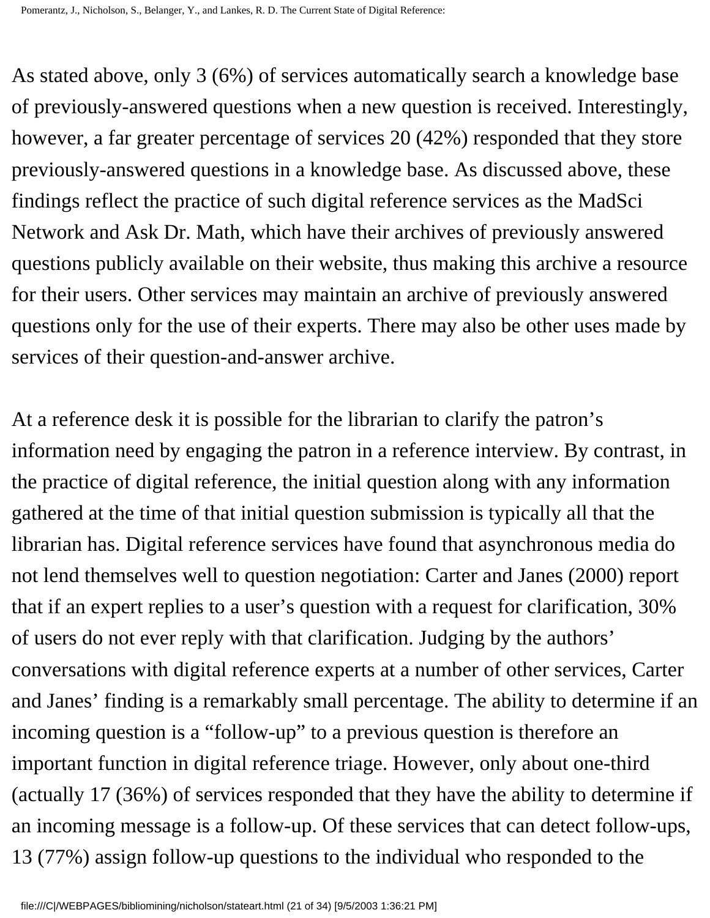As stated above, only 3 (6%) of services automatically search a knowledge base of previously-answered questions when a new question is received. Interestingly, however, a far greater percentage of services 20 (42%) responded that they store previously-answered questions in a knowledge base. As discussed above, these findings reflect the practice of such digital reference services as the MadSci Network and Ask Dr. Math, which have their archives of previously answered questions publicly available on their website, thus making this archive a resource for their users. Other services may maintain an archive of previously answered questions only for the use of their experts. There may also be other uses made by services of their question-and-answer archive.

At a reference desk it is possible for the librarian to clarify the patron's information need by engaging the patron in a reference interview. By contrast, in the practice of digital reference, the initial question along with any information gathered at the time of that initial question submission is typically all that the librarian has. Digital reference services have found that asynchronous media do not lend themselves well to question negotiation: Carter and Janes (2000) report that if an expert replies to a user's question with a request for clarification, 30% of users do not ever reply with that clarification. Judging by the authors' conversations with digital reference experts at a number of other services, Carter and Janes' finding is a remarkably small percentage. The ability to determine if an incoming question is a "follow-up" to a previous question is therefore an important function in digital reference triage. However, only about one-third (actually 17 (36%) of services responded that they have the ability to determine if an incoming message is a follow-up. Of these services that can detect follow-ups, 13 (77%) assign follow-up questions to the individual who responded to the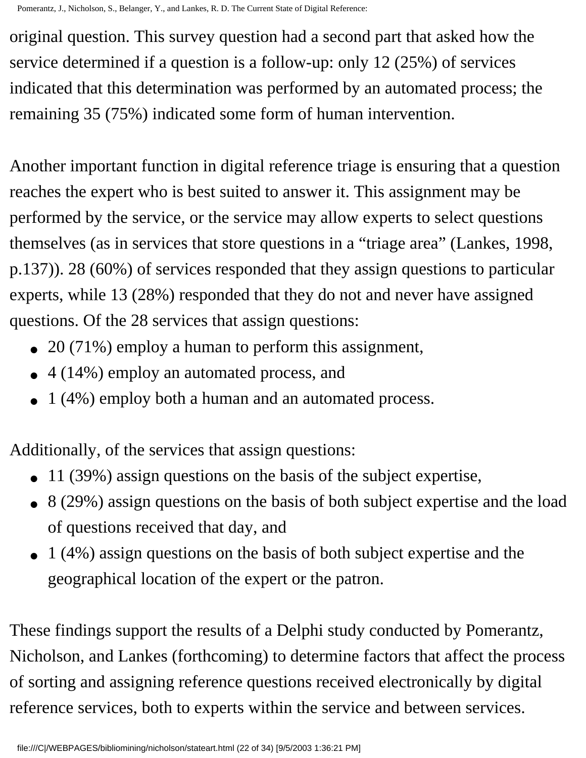original question. This survey question had a second part that asked how the service determined if a question is a follow-up: only 12 (25%) of services indicated that this determination was performed by an automated process; the remaining 35 (75%) indicated some form of human intervention.

Another important function in digital reference triage is ensuring that a question reaches the expert who is best suited to answer it. This assignment may be performed by the service, or the service may allow experts to select questions themselves (as in services that store questions in a "triage area" (Lankes, 1998, p.137)). 28 (60%) of services responded that they assign questions to particular experts, while 13 (28%) responded that they do not and never have assigned questions. Of the 28 services that assign questions:

- 20 (71%) employ a human to perform this assignment,
- 4 (14%) employ an automated process, and
- 1 (4%) employ both a human and an automated process.

Additionally, of the services that assign questions:

- 11 (39%) assign questions on the basis of the subject expertise,
- 8 (29%) assign questions on the basis of both subject expertise and the load of questions received that day, and
- 1 (4%) assign questions on the basis of both subject expertise and the geographical location of the expert or the patron.

These findings support the results of a Delphi study conducted by Pomerantz, Nicholson, and Lankes (forthcoming) to determine factors that affect the process of sorting and assigning reference questions received electronically by digital reference services, both to experts within the service and between services.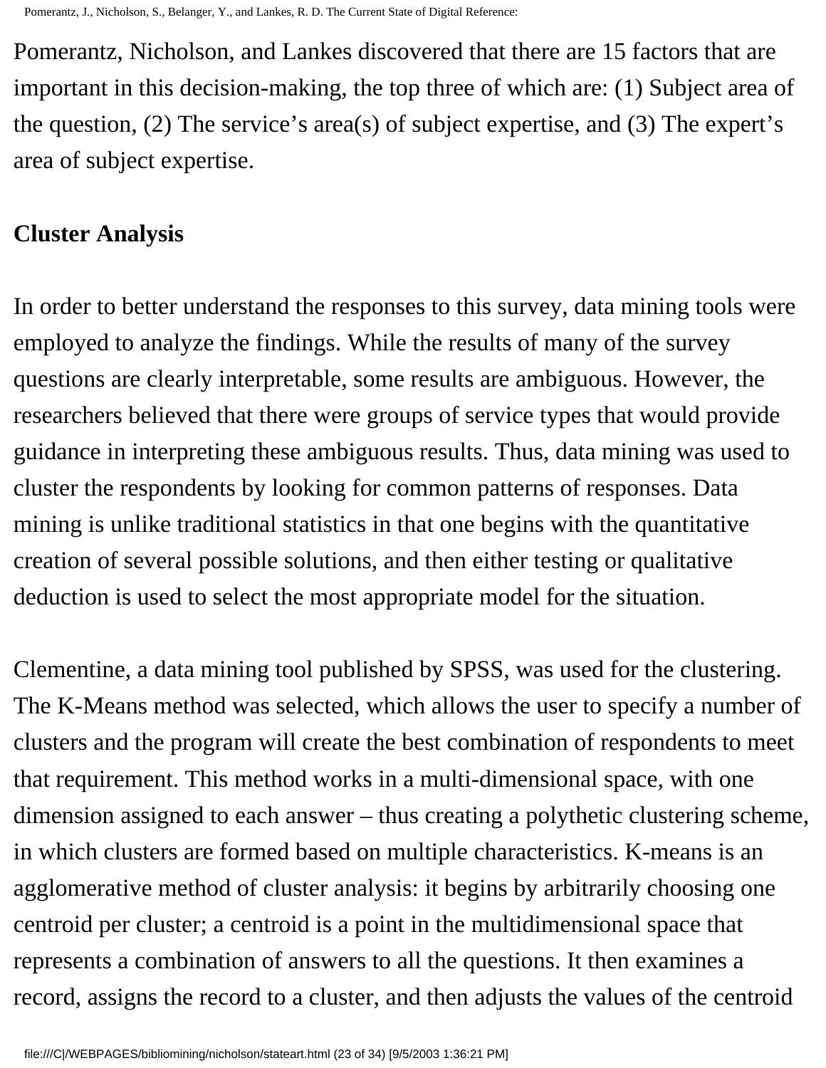Pomerantz, Nicholson, and Lankes discovered that there are 15 factors that are important in this decision-making, the top three of which are: (1) Subject area of the question, (2) The service's area(s) of subject expertise, and (3) The expert's area of subject expertise.

## Cluster Analysis

In order to better understand the responses to this survey, data mining tools were employed to analyze the findings. While the results of many of the survey questions are clearly interpretable, some results are ambiguous. However, the researchers believed that there were groups of service types that would provide guidance in interpreting these ambiguous results. Thus, data mining was used to cluster the respondents by looking for common patterns of responses. Data mining is unlike traditional statistics in that one begins with the quantitative creation of several possible solutions, and then either testing or qualitative deduction is used to select the most appropriate model for the situation.

Clementine, a data mining tool published by SPSS, was used for the clustering. The K-Means method was selected, which allows the user to specify a number of clusters and the program will create the best combination of respondents to meet that requirement. This method works in a multi-dimensional space, with one dimension assigned to each answer – thus creating a polythetic clustering scheme, in which clusters are formed based on multiple characteristics. K-means is an agglomerative method of cluster analysis: it begins by arbitrarily choosing one centroid per cluster; a centroid is a point in the multidimensional space that represents a combination of answers to all the questions. It then examines a record, assigns the record to a cluster, and then adjusts the values of the centroid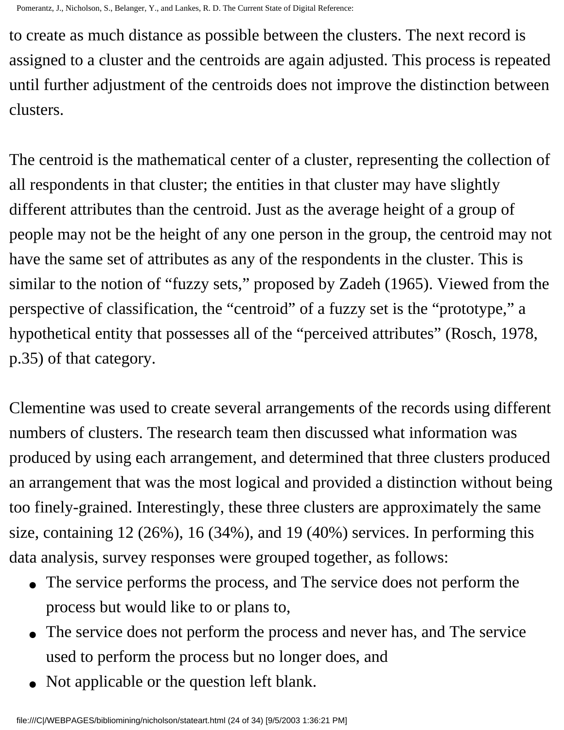to create as much distance as possible between the clusters. The next record is assigned to a cluster and the centroids are again adjusted. This process is repeated until further adjustment of the centroids does not improve the distinction between clusters.

The centroid is the mathematical center of a cluster, representing the collection of all respondents in that cluster; the entities in that cluster may have slightly different attributes than the centroid. Just as the average height of a group of people may not be the height of any one person in the group, the centroid may not have the same set of attributes as any of the respondents in the cluster. This is similar to the notion of "fuzzy sets," proposed by Zadeh (1965). Viewed from the perspective of classification, the "centroid" of a fuzzy set is the "prototype," a hypothetical entity that possesses all of the "perceived attributes" (Rosch, 1978, p.35) of that category.

Clementine was used to create several arrangements of the records using different numbers of clusters. The research team then discussed what information was produced by using each arrangement, and determined that three clusters produced an arrangement that was the most logical and provided a distinction without being too finely-grained. Interestingly, these three clusters are approximately the same size, containing 12 (26%), 16 (34%), and 19 (40%) services. In performing this data analysis, survey responses were grouped together, as follows:

- The service performs the process, and The service does not perform the process but would like to or plans to,
- The service does not perform the process and never has, and The service used to perform the process but no longer does, and
- Not applicable or the question left blank.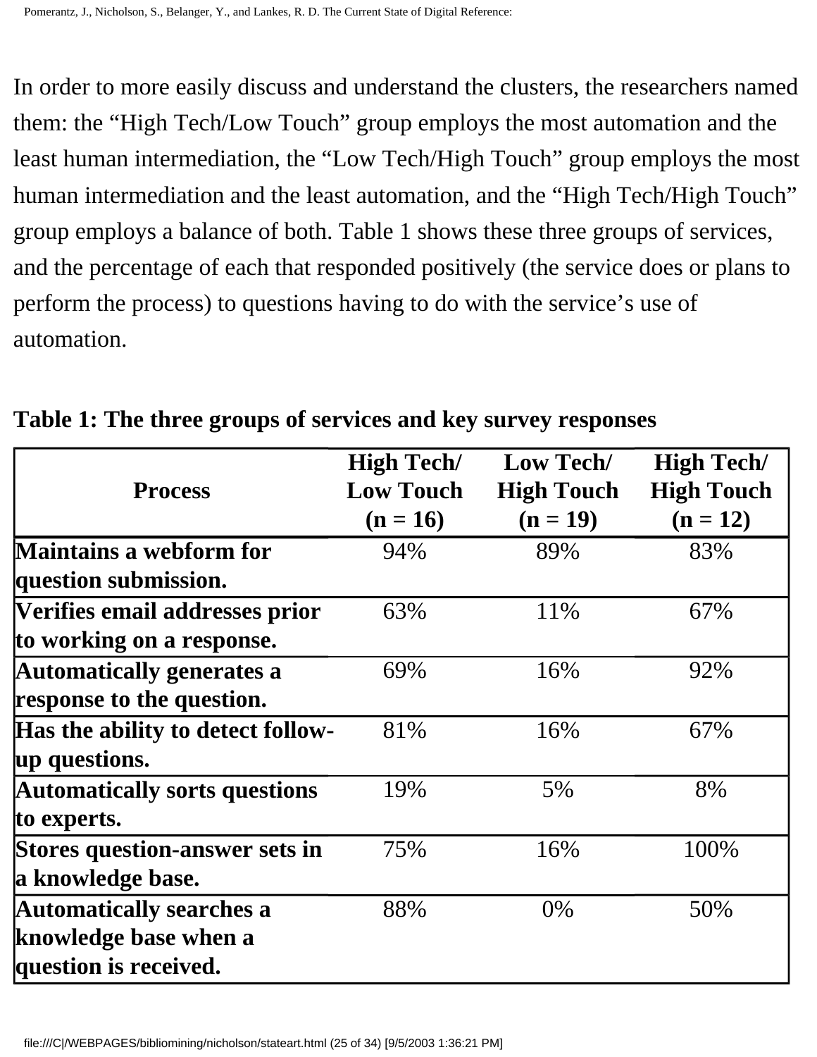In order to more easily discuss and understand the clusters, the researchers named them: the “High Tech/Low Touch” group employs the most automation and the least human intermediation, the “Low Tech/High Touch” group employs the most human intermediation and the least automation, and the “High Tech/High Touch” group employs a balance of both. Table 1 shows these three groups of services, and the percentage of each that responded positively (the service does or plans to perform the process) to questions having to do with the service’s use of automation.

**Table 1: The three groups of services and key survey responses**

| Process | High Tech/ Low Touch (n = 16) | Low Tech/ High Touch (n = 19) | High Tech/ High Touch (n = 12) |
|---|---|---|---|
| **Maintains a webform for question submission.** | 94% | 89% | 83% |
| **Verifies email addresses prior to working on a response.** | 63% | 11% | 67% |
| **Automatically generates a response to the question.** | 69% | 16% | 92% |
| **Has the ability to detect follow-up questions.** | 81% | 16% | 67% |
| **Automatically sorts questions to experts.** | 19% | 5% | 8% |
| **Stores question-answer sets in a knowledge base.** | 75% | 16% | 100% |
| **Automatically searches a knowledge base when a question is received.** | 88% | 0% | 50% |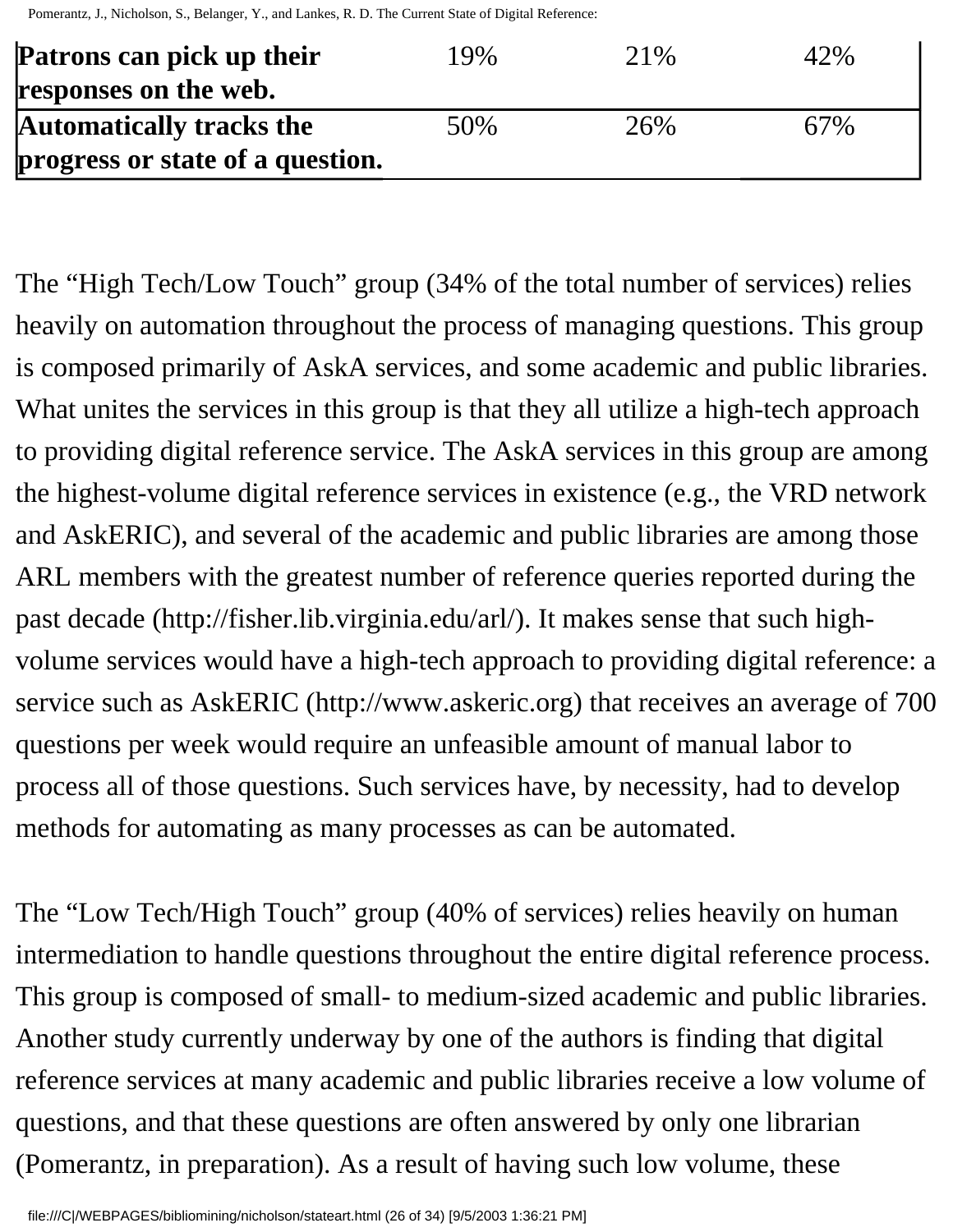| | | | |
|---|---|---|---|
| **Patrons can pick up their responses on the web.** | 19% | 21% | 42% |
| **Automatically tracks the progress or state of a question.** | 50% | 26% | 67% |

The “High Tech/Low Touch” group (34% of the total number of services) relies heavily on automation throughout the process of managing questions. This group is composed primarily of AskA services, and some academic and public libraries. What unites the services in this group is that they all utilize a high-tech approach to providing digital reference service. The AskA services in this group are among the highest-volume digital reference services in existence (e.g., the VRD network and AskERIC), and several of the academic and public libraries are among those ARL members with the greatest number of reference queries reported during the past decade (http://fisher.lib.virginia.edu/arl/). It makes sense that such high-volume services would have a high-tech approach to providing digital reference: a service such as AskERIC (http://www.askeric.org) that receives an average of 700 questions per week would require an unfeasible amount of manual labor to process all of those questions. Such services have, by necessity, had to develop methods for automating as many processes as can be automated.

The “Low Tech/High Touch” group (40% of services) relies heavily on human intermediation to handle questions throughout the entire digital reference process. This group is composed of small- to medium-sized academic and public libraries. Another study currently underway by one of the authors is finding that digital reference services at many academic and public libraries receive a low volume of questions, and that these questions are often answered by only one librarian (Pomerantz, in preparation). As a result of having such low volume, these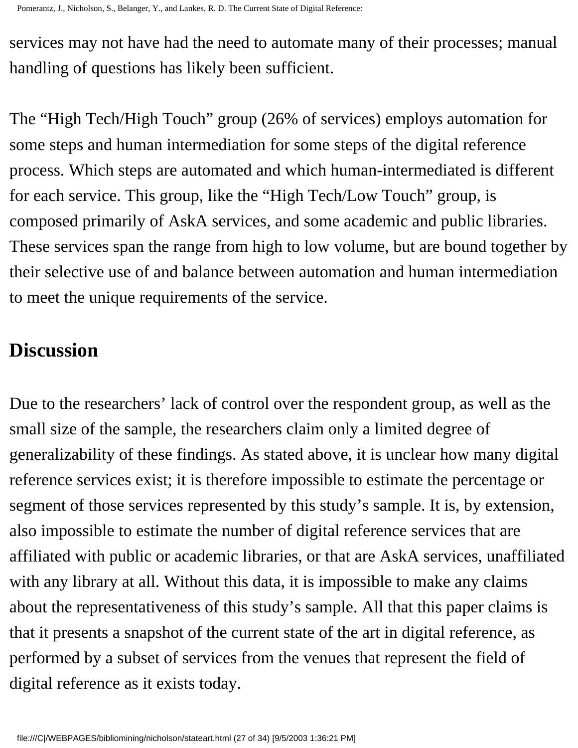services may not have had the need to automate many of their processes; manual handling of questions has likely been sufficient.

The “High Tech/High Touch” group (26% of services) employs automation for some steps and human intermediation for some steps of the digital reference process. Which steps are automated and which human-intermediated is different for each service. This group, like the “High Tech/Low Touch” group, is composed primarily of AskA services, and some academic and public libraries. These services span the range from high to low volume, but are bound together by their selective use of and balance between automation and human intermediation to meet the unique requirements of the service.

## Discussion

Due to the researchers’ lack of control over the respondent group, as well as the small size of the sample, the researchers claim only a limited degree of generalizability of these findings. As stated above, it is unclear how many digital reference services exist; it is therefore impossible to estimate the percentage or segment of those services represented by this study’s sample. It is, by extension, also impossible to estimate the number of digital reference services that are affiliated with public or academic libraries, or that are AskA services, unaffiliated with any library at all. Without this data, it is impossible to make any claims about the representativeness of this study’s sample. All that this paper claims is that it presents a snapshot of the current state of the art in digital reference, as performed by a subset of services from the venues that represent the field of digital reference as it exists today.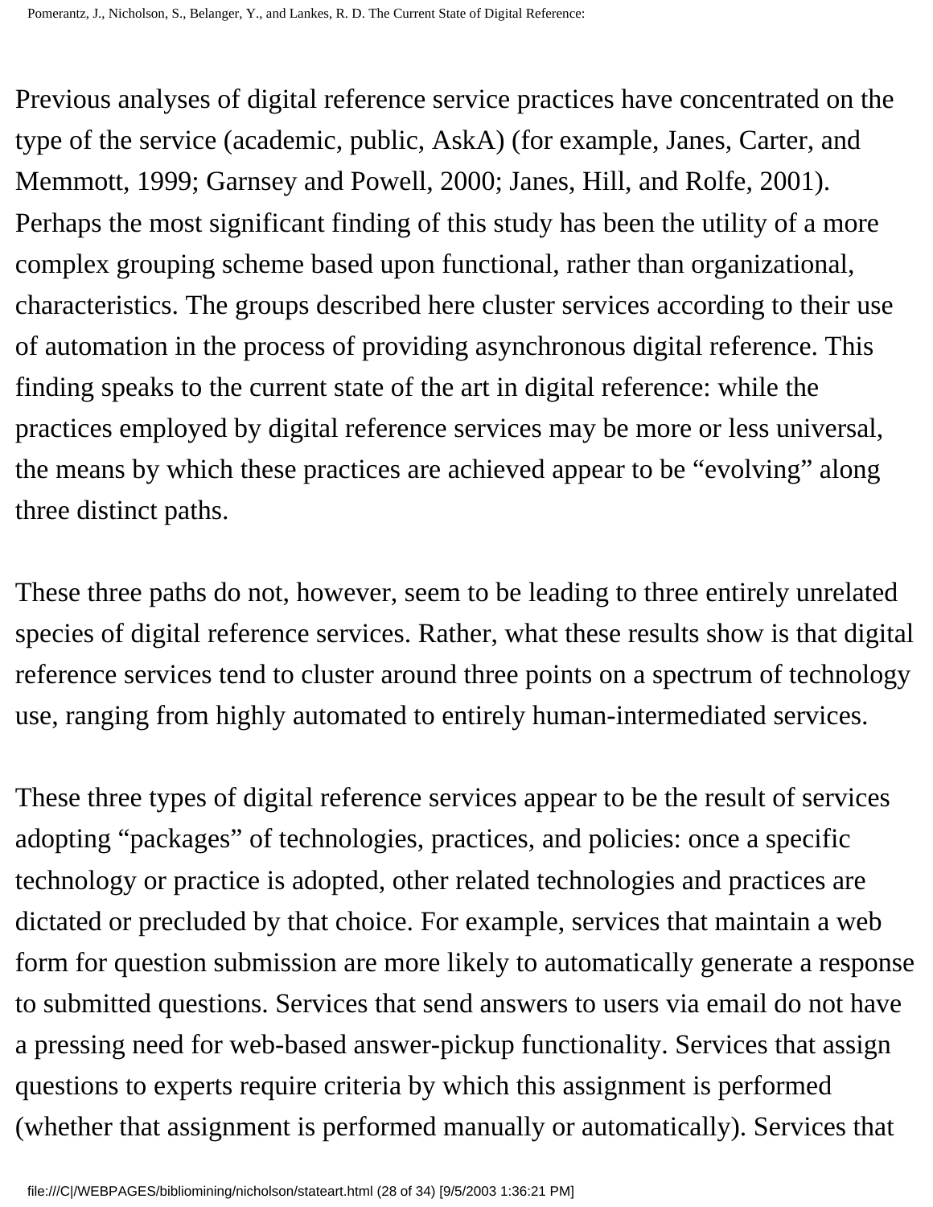Previous analyses of digital reference service practices have concentrated on the type of the service (academic, public, AskA) (for example, Janes, Carter, and Memmott, 1999; Garnsey and Powell, 2000; Janes, Hill, and Rolfe, 2001). Perhaps the most significant finding of this study has been the utility of a more complex grouping scheme based upon functional, rather than organizational, characteristics. The groups described here cluster services according to their use of automation in the process of providing asynchronous digital reference. This finding speaks to the current state of the art in digital reference: while the practices employed by digital reference services may be more or less universal, the means by which these practices are achieved appear to be "evolving" along three distinct paths.

These three paths do not, however, seem to be leading to three entirely unrelated species of digital reference services. Rather, what these results show is that digital reference services tend to cluster around three points on a spectrum of technology use, ranging from highly automated to entirely human-intermediated services.

These three types of digital reference services appear to be the result of services adopting "packages" of technologies, practices, and policies: once a specific technology or practice is adopted, other related technologies and practices are dictated or precluded by that choice. For example, services that maintain a web form for question submission are more likely to automatically generate a response to submitted questions. Services that send answers to users via email do not have a pressing need for web-based answer-pickup functionality. Services that assign questions to experts require criteria by which this assignment is performed (whether that assignment is performed manually or automatically). Services that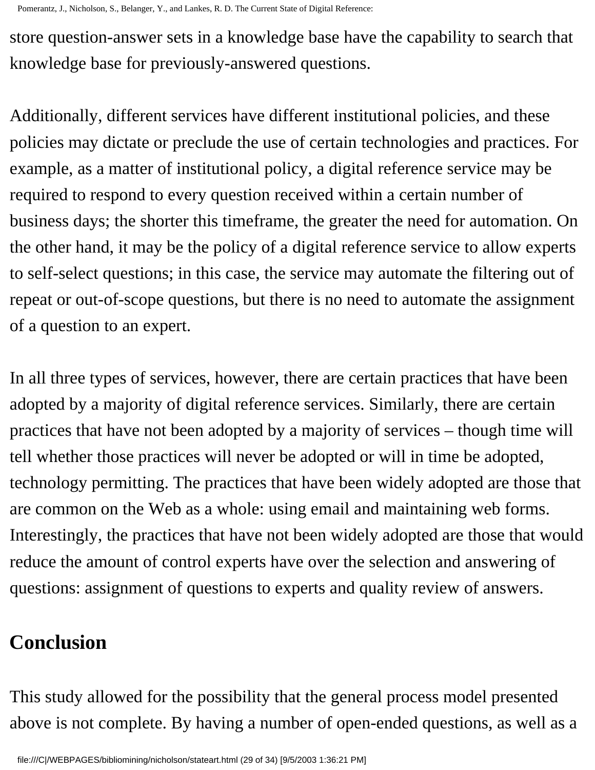store question-answer sets in a knowledge base have the capability to search that knowledge base for previously-answered questions.

Additionally, different services have different institutional policies, and these policies may dictate or preclude the use of certain technologies and practices. For example, as a matter of institutional policy, a digital reference service may be required to respond to every question received within a certain number of business days; the shorter this timeframe, the greater the need for automation. On the other hand, it may be the policy of a digital reference service to allow experts to self-select questions; in this case, the service may automate the filtering out of repeat or out-of-scope questions, but there is no need to automate the assignment of a question to an expert.

In all three types of services, however, there are certain practices that have been adopted by a majority of digital reference services. Similarly, there are certain practices that have not been adopted by a majority of services – though time will tell whether those practices will never be adopted or will in time be adopted, technology permitting. The practices that have been widely adopted are those that are common on the Web as a whole: using email and maintaining web forms. Interestingly, the practices that have not been widely adopted are those that would reduce the amount of control experts have over the selection and answering of questions: assignment of questions to experts and quality review of answers.

## Conclusion

This study allowed for the possibility that the general process model presented above is not complete. By having a number of open-ended questions, as well as a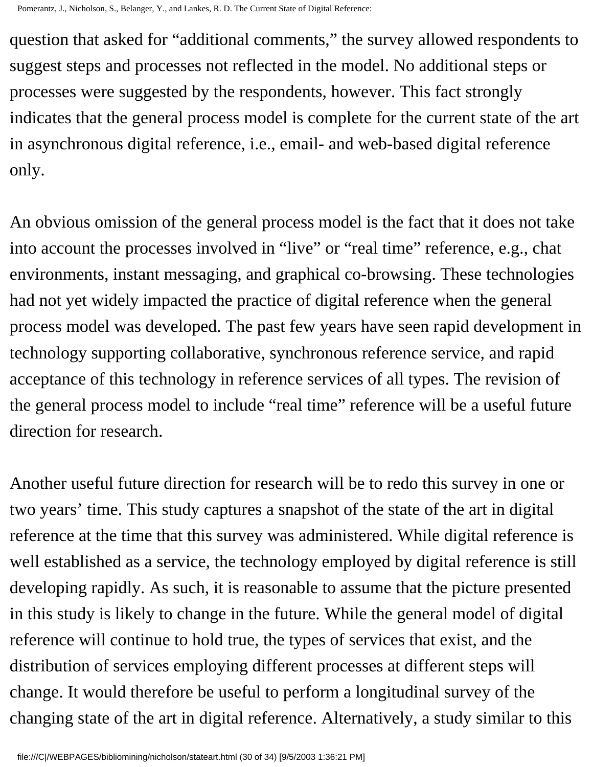question that asked for "additional comments," the survey allowed respondents to suggest steps and processes not reflected in the model. No additional steps or processes were suggested by the respondents, however. This fact strongly indicates that the general process model is complete for the current state of the art in asynchronous digital reference, i.e., email- and web-based digital reference only.

An obvious omission of the general process model is the fact that it does not take into account the processes involved in "live" or "real time" reference, e.g., chat environments, instant messaging, and graphical co-browsing. These technologies had not yet widely impacted the practice of digital reference when the general process model was developed. The past few years have seen rapid development in technology supporting collaborative, synchronous reference service, and rapid acceptance of this technology in reference services of all types. The revision of the general process model to include "real time" reference will be a useful future direction for research.

Another useful future direction for research will be to redo this survey in one or two years' time. This study captures a snapshot of the state of the art in digital reference at the time that this survey was administered. While digital reference is well established as a service, the technology employed by digital reference is still developing rapidly. As such, it is reasonable to assume that the picture presented in this study is likely to change in the future. While the general model of digital reference will continue to hold true, the types of services that exist, and the distribution of services employing different processes at different steps will change. It would therefore be useful to perform a longitudinal survey of the changing state of the art in digital reference. Alternatively, a study similar to this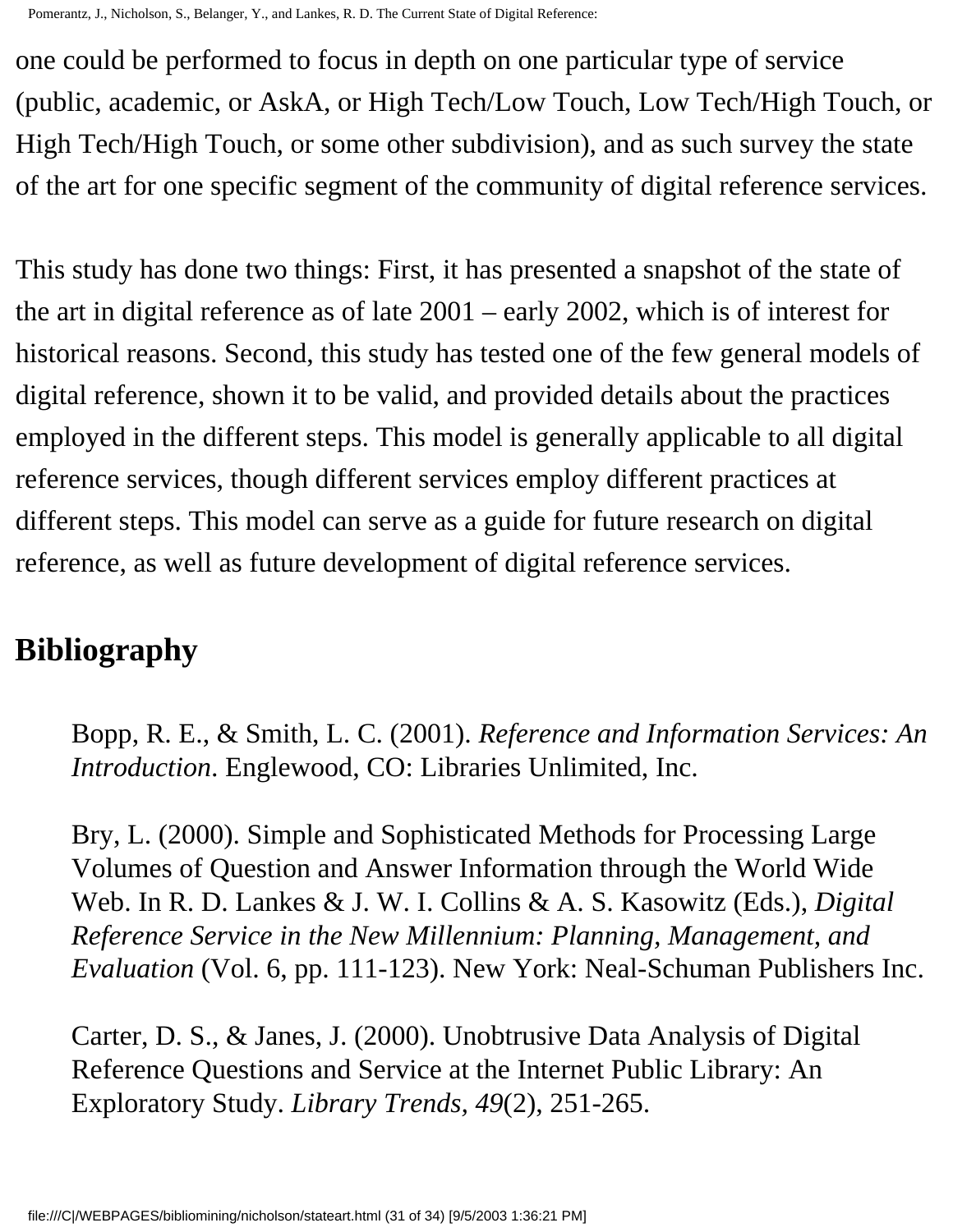one could be performed to focus in depth on one particular type of service (public, academic, or AskA, or High Tech/Low Touch, Low Tech/High Touch, or High Tech/High Touch, or some other subdivision), and as such survey the state of the art for one specific segment of the community of digital reference services.

This study has done two things: First, it has presented a snapshot of the state of the art in digital reference as of late 2001 – early 2002, which is of interest for historical reasons. Second, this study has tested one of the few general models of digital reference, shown it to be valid, and provided details about the practices employed in the different steps. This model is generally applicable to all digital reference services, though different services employ different practices at different steps. This model can serve as a guide for future research on digital reference, as well as future development of digital reference services.

## Bibliography

Bopp, R. E., & Smith, L. C. (2001). *Reference and Information Services: An Introduction*. Englewood, CO: Libraries Unlimited, Inc.

Bry, L. (2000). Simple and Sophisticated Methods for Processing Large Volumes of Question and Answer Information through the World Wide Web. In R. D. Lankes & J. W. I. Collins & A. S. Kasowitz (Eds.), *Digital Reference Service in the New Millennium: Planning, Management, and Evaluation* (Vol. 6, pp. 111-123). New York: Neal-Schuman Publishers Inc.

Carter, D. S., & Janes, J. (2000). Unobtrusive Data Analysis of Digital Reference Questions and Service at the Internet Public Library: An Exploratory Study. *Library Trends, 49*(2), 251-265.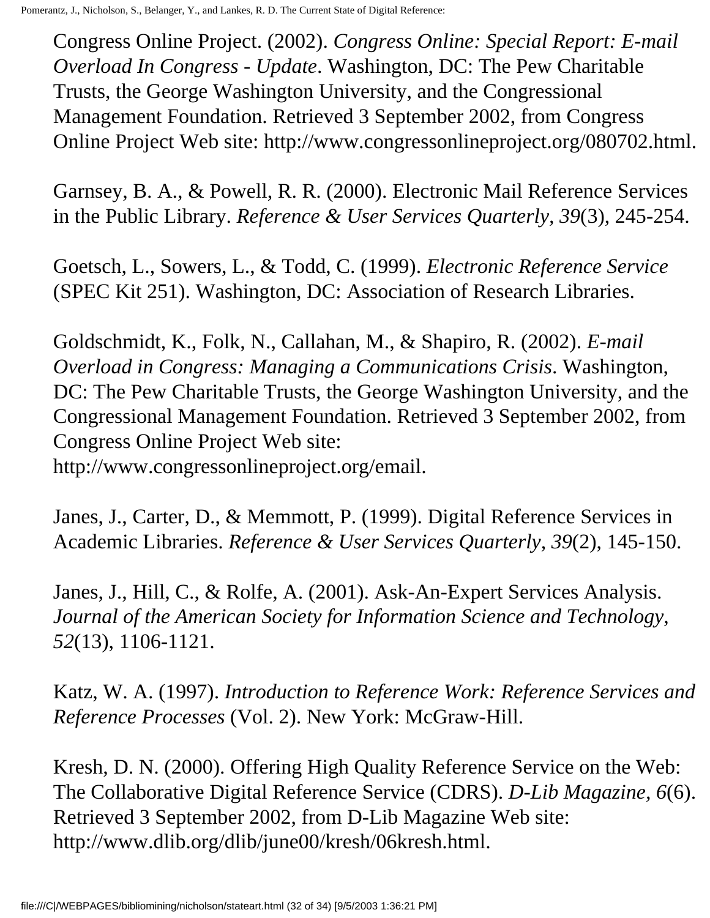Congress Online Project. (2002). *Congress Online: Special Report: E-mail Overload In Congress - Update*. Washington, DC: The Pew Charitable Trusts, the George Washington University, and the Congressional Management Foundation. Retrieved 3 September 2002, from Congress Online Project Web site: http://www.congressonlineproject.org/080702.html.

Garnsey, B. A., & Powell, R. R. (2000). Electronic Mail Reference Services in the Public Library. *Reference & User Services Quarterly, 39*(3), 245-254.

Goetsch, L., Sowers, L., & Todd, C. (1999). *Electronic Reference Service* (SPEC Kit 251). Washington, DC: Association of Research Libraries.

Goldschmidt, K., Folk, N., Callahan, M., & Shapiro, R. (2002). *E-mail Overload in Congress: Managing a Communications Crisis*. Washington, DC: The Pew Charitable Trusts, the George Washington University, and the Congressional Management Foundation. Retrieved 3 September 2002, from Congress Online Project Web site: http://www.congressonlineproject.org/email.

Janes, J., Carter, D., & Memmott, P. (1999). Digital Reference Services in Academic Libraries. *Reference & User Services Quarterly, 39*(2), 145-150.

Janes, J., Hill, C., & Rolfe, A. (2001). Ask-An-Expert Services Analysis. *Journal of the American Society for Information Science and Technology, 52*(13), 1106-1121.

Katz, W. A. (1997). *Introduction to Reference Work: Reference Services and Reference Processes* (Vol. 2). New York: McGraw-Hill.

Kresh, D. N. (2000). Offering High Quality Reference Service on the Web: The Collaborative Digital Reference Service (CDRS). *D-Lib Magazine, 6*(6). Retrieved 3 September 2002, from D-Lib Magazine Web site: http://www.dlib.org/dlib/june00/kresh/06kresh.html.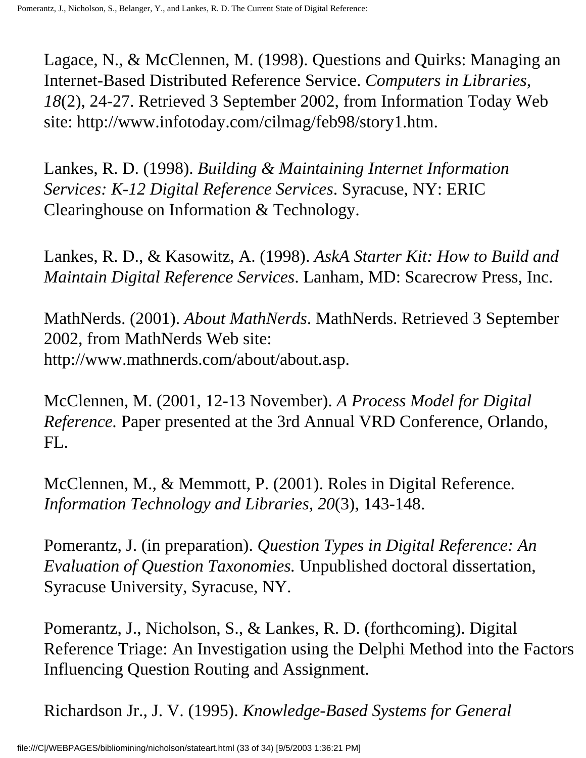Lagace, N., & McClennen, M. (1998). Questions and Quirks: Managing an Internet-Based Distributed Reference Service. *Computers in Libraries, 18*(2), 24-27. Retrieved 3 September 2002, from Information Today Web site: http://www.infotoday.com/cilmag/feb98/story1.htm.

Lankes, R. D. (1998). *Building & Maintaining Internet Information Services: K-12 Digital Reference Services*. Syracuse, NY: ERIC Clearinghouse on Information & Technology.

Lankes, R. D., & Kasowitz, A. (1998). *AskA Starter Kit: How to Build and Maintain Digital Reference Services*. Lanham, MD: Scarecrow Press, Inc.

MathNerds. (2001). *About MathNerds*. MathNerds. Retrieved 3 September 2002, from MathNerds Web site: http://www.mathnerds.com/about/about.asp.

McClennen, M. (2001, 12-13 November). *A Process Model for Digital Reference.* Paper presented at the 3rd Annual VRD Conference, Orlando, FL.

McClennen, M., & Memmott, P. (2001). Roles in Digital Reference. *Information Technology and Libraries, 20*(3), 143-148.

Pomerantz, J. (in preparation). *Question Types in Digital Reference: An Evaluation of Question Taxonomies.* Unpublished doctoral dissertation, Syracuse University, Syracuse, NY.

Pomerantz, J., Nicholson, S., & Lankes, R. D. (forthcoming). Digital Reference Triage: An Investigation using the Delphi Method into the Factors Influencing Question Routing and Assignment.

Richardson Jr., J. V. (1995). *Knowledge-Based Systems for General*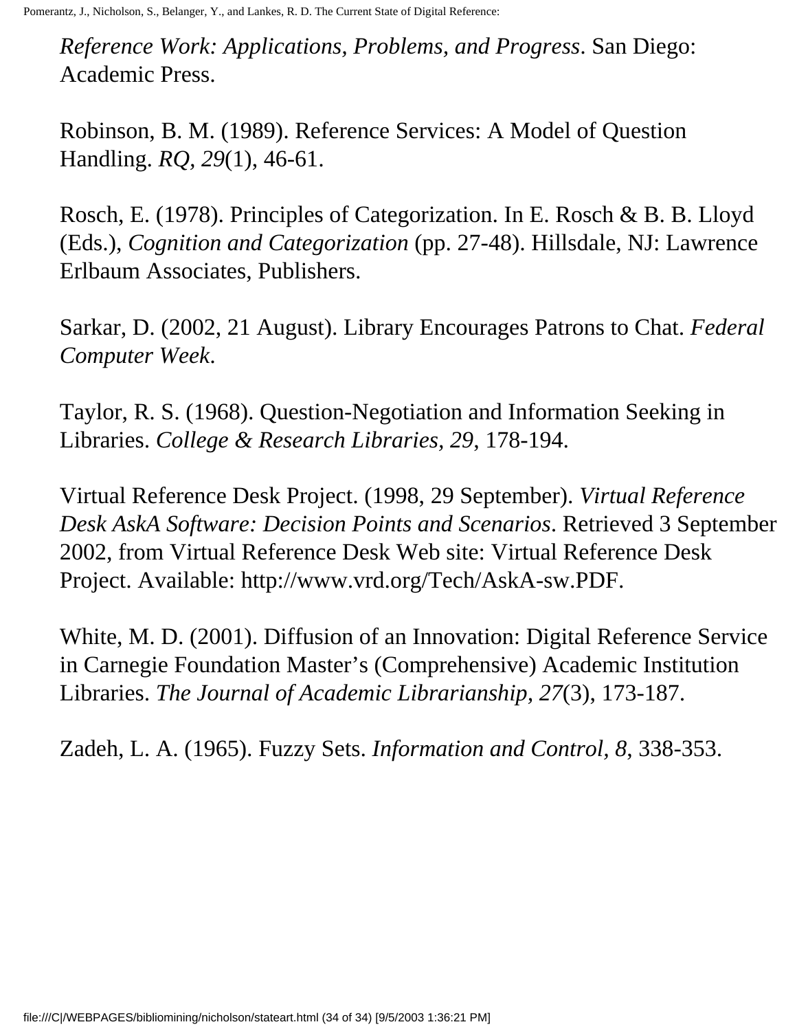*Reference Work: Applications, Problems, and Progress*. San Diego: Academic Press.

Robinson, B. M. (1989). Reference Services: A Model of Question Handling. *RQ, 29*(1), 46-61.

Rosch, E. (1978). Principles of Categorization. In E. Rosch & B. B. Lloyd (Eds.), *Cognition and Categorization* (pp. 27-48). Hillsdale, NJ: Lawrence Erlbaum Associates, Publishers.

Sarkar, D. (2002, 21 August). Library Encourages Patrons to Chat. *Federal Computer Week*.

Taylor, R. S. (1968). Question-Negotiation and Information Seeking in Libraries. *College & Research Libraries, 29*, 178-194.

Virtual Reference Desk Project. (1998, 29 September). *Virtual Reference Desk AskA Software: Decision Points and Scenarios*. Retrieved 3 September 2002, from Virtual Reference Desk Web site: Virtual Reference Desk Project. Available: http://www.vrd.org/Tech/AskA-sw.PDF.

White, M. D. (2001). Diffusion of an Innovation: Digital Reference Service in Carnegie Foundation Master's (Comprehensive) Academic Institution Libraries. *The Journal of Academic Librarianship, 27*(3), 173-187.

Zadeh, L. A. (1965). Fuzzy Sets. *Information and Control, 8*, 338-353.